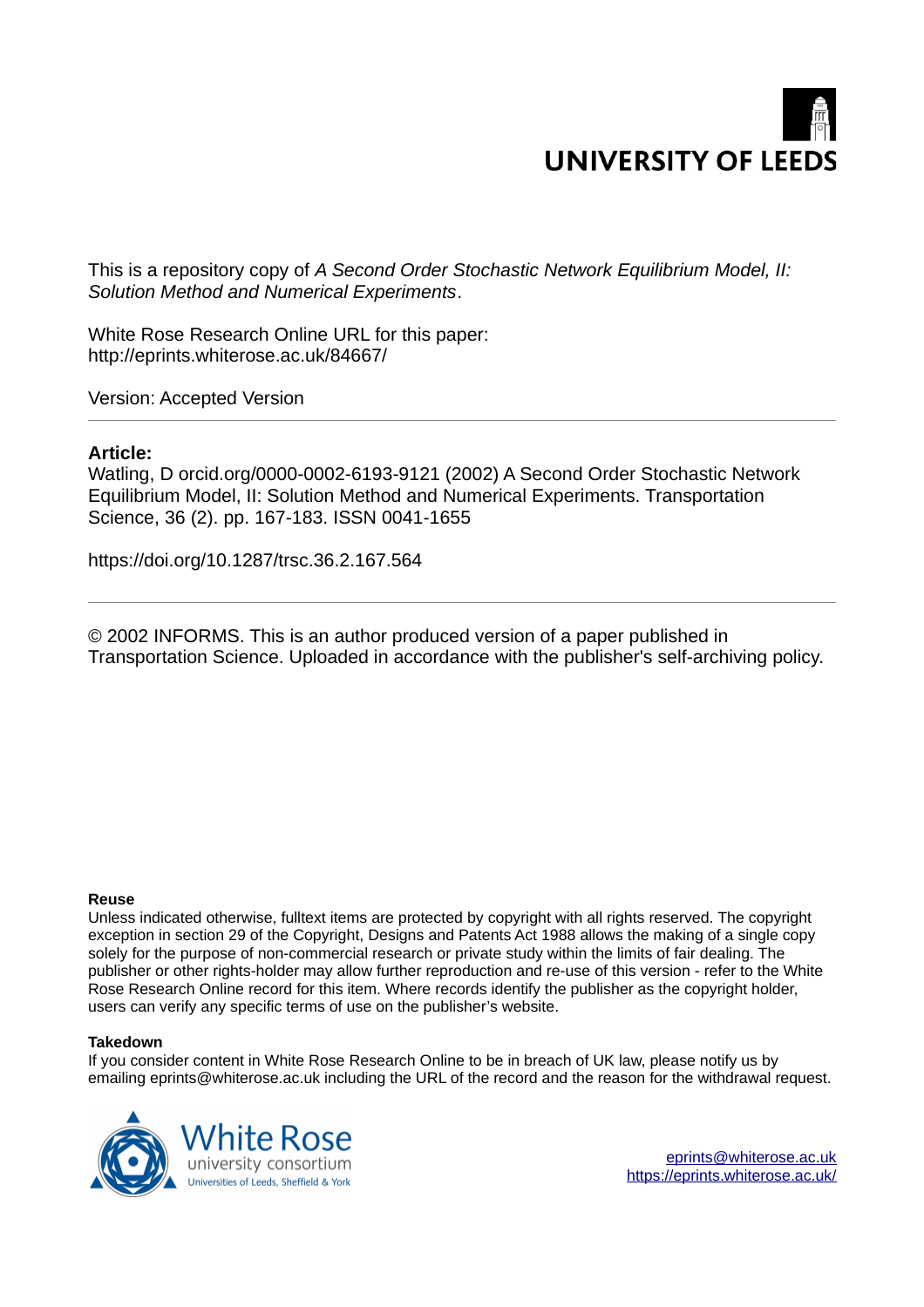UNIVERSITY OF LEEDS

This is a repository copy of *A Second Order Stochastic Network Equilibrium Model, II: Solution Method and Numerical Experiments*.

White Rose Research Online URL for this paper:
http://eprints.whiterose.ac.uk/84667/

Version: Accepted Version

---

**Article:**

Watling, D orcid.org/0000-0002-6193-9121 (2002) A Second Order Stochastic Network Equilibrium Model, II: Solution Method and Numerical Experiments. Transportation Science, 36 (2). pp. 167-183. ISSN 0041-1655

https://doi.org/10.1287/trsc.36.2.167.564

---

© 2002 INFORMS. This is an author produced version of a paper published in Transportation Science. Uploaded in accordance with the publisher's self-archiving policy.

**Reuse**

Unless indicated otherwise, fulltext items are protected by copyright with all rights reserved. The copyright exception in section 29 of the Copyright, Designs and Patents Act 1988 allows the making of a single copy solely for the purpose of non-commercial research or private study within the limits of fair dealing. The publisher or other rights-holder may allow further reproduction and re-use of this version - refer to the White Rose Research Online record for this item. Where records identify the publisher as the copyright holder, users can verify any specific terms of use on the publisher's website.

**Takedown**

If you consider content in White Rose Research Online to be in breach of UK law, please notify us by emailing eprints@whiterose.ac.uk including the URL of the record and the reason for the withdrawal request.

White Rose university consortium
Universities of Leeds, Sheffield & York

eprints@whiterose.ac.uk
https://eprints.whiterose.ac.uk/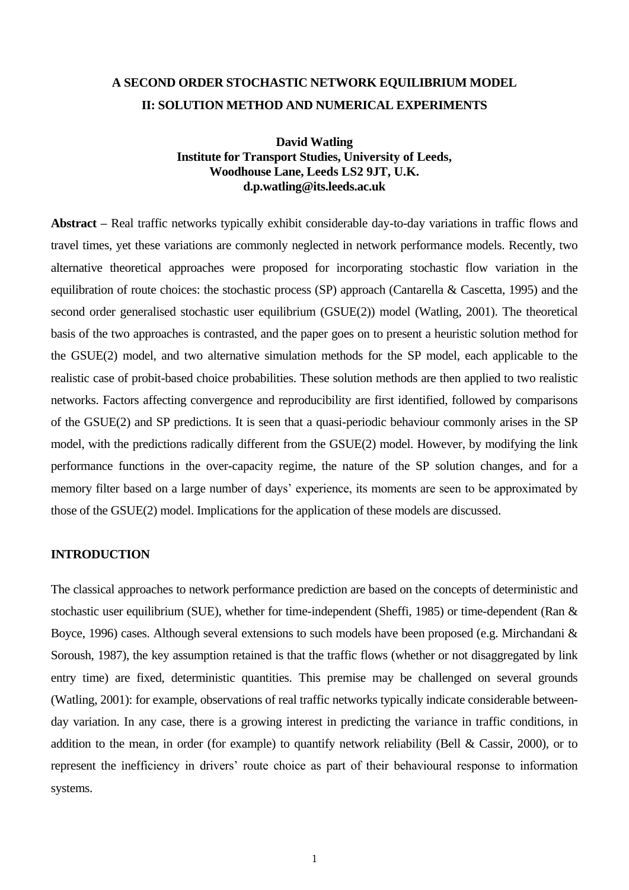# A SECOND ORDER STOCHASTIC NETWORK EQUILIBRIUM MODEL
## II: SOLUTION METHOD AND NUMERICAL EXPERIMENTS

**David Watling**
**Institute for Transport Studies, University of Leeds,**
**Woodhouse Lane, Leeds LS2 9JT, U.K.**
**d.p.watling@its.leeds.ac.uk**

**Abstract** – Real traffic networks typically exhibit considerable day-to-day variations in traffic flows and travel times, yet these variations are commonly neglected in network performance models. Recently, two alternative theoretical approaches were proposed for incorporating stochastic flow variation in the equilibration of route choices: the stochastic process (SP) approach (Cantarella & Cascetta, 1995) and the second order generalised stochastic user equilibrium (GSUE(2)) model (Watling, 2001). The theoretical basis of the two approaches is contrasted, and the paper goes on to present a heuristic solution method for the GSUE(2) model, and two alternative simulation methods for the SP model, each applicable to the realistic case of probit-based choice probabilities. These solution methods are then applied to two realistic networks. Factors affecting convergence and reproducibility are first identified, followed by comparisons of the GSUE(2) and SP predictions. It is seen that a quasi-periodic behaviour commonly arises in the SP model, with the predictions radically different from the GSUE(2) model. However, by modifying the link performance functions in the over-capacity regime, the nature of the SP solution changes, and for a memory filter based on a large number of days' experience, its moments are seen to be approximated by those of the GSUE(2) model. Implications for the application of these models are discussed.

## INTRODUCTION

The classical approaches to network performance prediction are based on the concepts of deterministic and stochastic user equilibrium (SUE), whether for time-independent (Sheffi, 1985) or time-dependent (Ran & Boyce, 1996) cases. Although several extensions to such models have been proposed (e.g. Mirchandani & Soroush, 1987), the key assumption retained is that the traffic flows (whether or not disaggregated by link entry time) are fixed, deterministic quantities. This premise may be challenged on several grounds (Watling, 2001): for example, observations of real traffic networks typically indicate considerable between-day variation. In any case, there is a growing interest in predicting the *variance* in traffic conditions, in addition to the mean, in order (for example) to quantify network reliability (Bell & Cassir, 2000), or to represent the inefficiency in drivers' route choice as part of their behavioural response to information systems.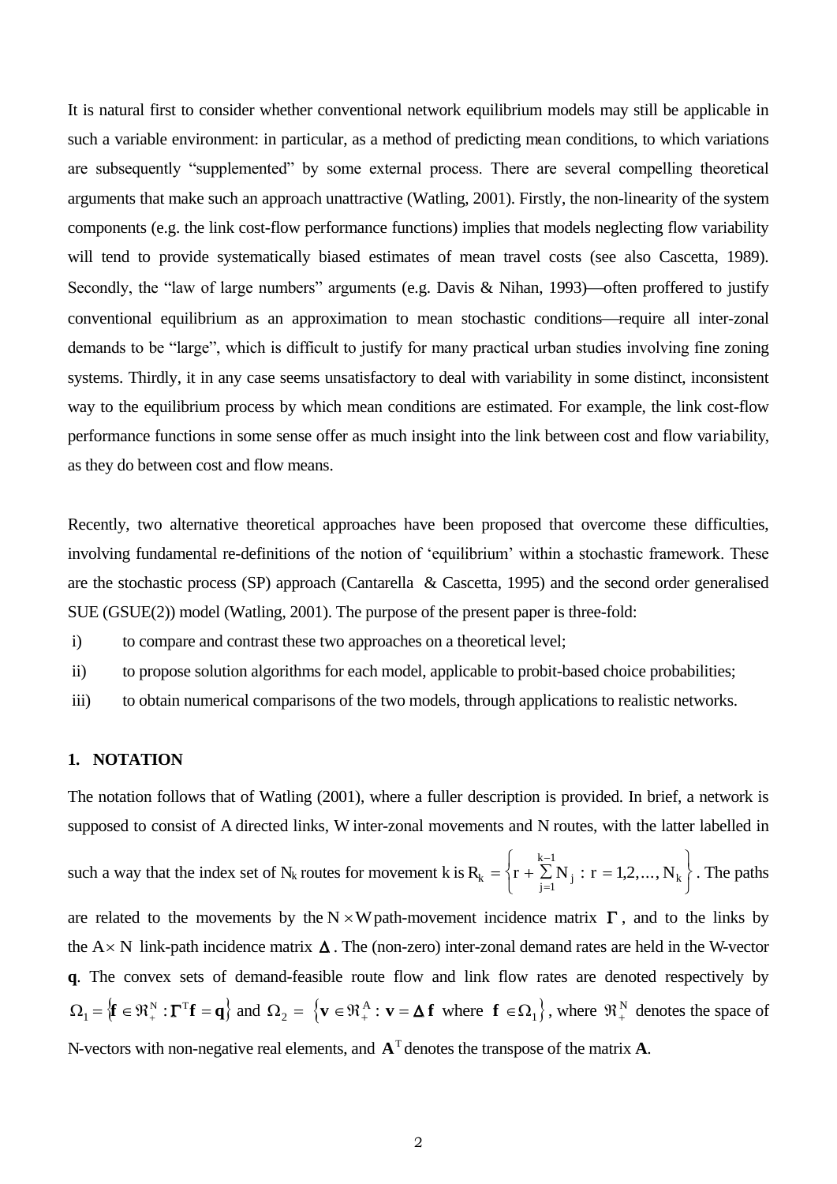It is natural first to consider whether conventional network equilibrium models may still be applicable in such a variable environment: in particular, as a method of predicting mean conditions, to which variations are subsequently "supplemented" by some external process. There are several compelling theoretical arguments that make such an approach unattractive (Watling, 2001). Firstly, the non-linearity of the system components (e.g. the link cost-flow performance functions) implies that models neglecting flow variability will tend to provide systematically biased estimates of mean travel costs (see also Cascetta, 1989). Secondly, the "law of large numbers" arguments (e.g. Davis & Nihan, 1993)—often proffered to justify conventional equilibrium as an approximation to mean stochastic conditions—require all inter-zonal demands to be "large", which is difficult to justify for many practical urban studies involving fine zoning systems. Thirdly, it in any case seems unsatisfactory to deal with variability in some distinct, inconsistent way to the equilibrium process by which mean conditions are estimated. For example, the link cost-flow performance functions in some sense offer as much insight into the link between cost and flow variability, as they do between cost and flow means.

Recently, two alternative theoretical approaches have been proposed that overcome these difficulties, involving fundamental re-definitions of the notion of 'equilibrium' within a stochastic framework. These are the stochastic process (SP) approach (Cantarella & Cascetta, 1995) and the second order generalised SUE (GSUE(2)) model (Watling, 2001). The purpose of the present paper is three-fold:

i) to compare and contrast these two approaches on a theoretical level;
ii) to propose solution algorithms for each model, applicable to probit-based choice probabilities;
iii) to obtain numerical comparisons of the two models, through applications to realistic networks.

## 1. NOTATION

The notation follows that of Watling (2001), where a fuller description is provided. In brief, a network is supposed to consist of A directed links, W inter-zonal movements and N routes, with the latter labelled in such a way that the index set of $N_k$ routes for movement k is $R_k = \left\{ r + \sum_{j=1}^{k-1} N_j : r = 1,2,\ldots,N_k \right\}$. The paths are related to the movements by the $N \times W$ path-movement incidence matrix $\mathbf{\Gamma}$, and to the links by the $A \times N$ link-path incidence matrix $\mathbf{\Delta}$. The (non-zero) inter-zonal demand rates are held in the W-vector $\mathbf{q}$. The convex sets of demand-feasible route flow and link flow rates are denoted respectively by $\Omega_1 = \left\{ \mathbf{f} \in \Re_+^N : \mathbf{\Gamma}^T \mathbf{f} = \mathbf{q} \right\}$ and $\Omega_2 = \left\{ \mathbf{v} \in \Re_+^A : \mathbf{v} = \mathbf{\Delta f} \text{ where } \mathbf{f} \in \Omega_1 \right\}$, where $\Re_+^N$ denotes the space of N-vectors with non-negative real elements, and $\mathbf{A}^T$ denotes the transpose of the matrix $\mathbf{A}$.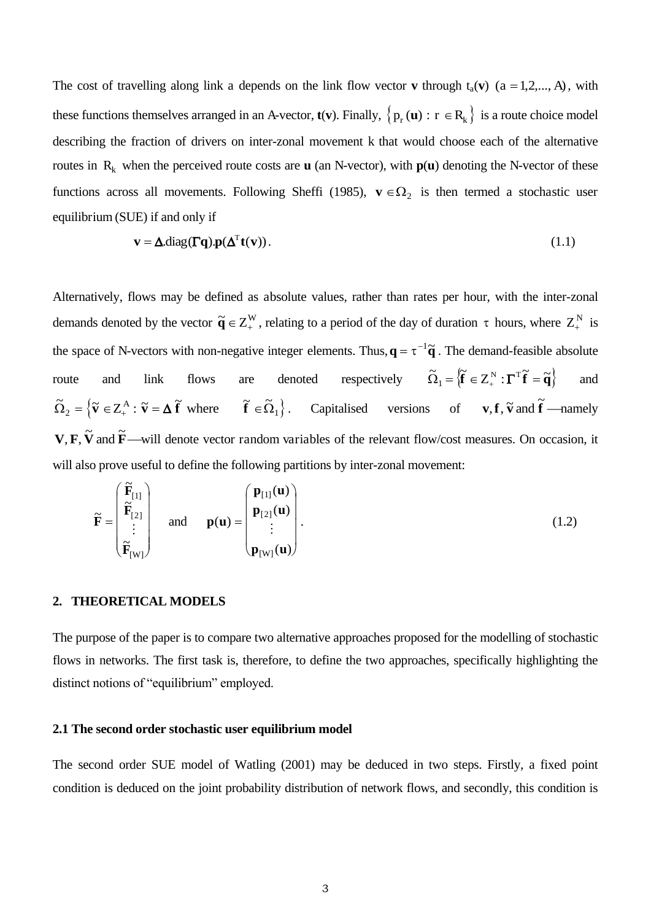The cost of travelling along link a depends on the link flow vector $\mathbf{v}$ through $t_a(\mathbf{v})$ $(a = 1,2,..., A)$, with these functions themselves arranged in an A-vector, $\mathbf{t}(\mathbf{v})$. Finally, $\{p_r(\mathbf{u}) : r \in R_k\}$ is a route choice model describing the fraction of drivers on inter-zonal movement k that would choose each of the alternative routes in $R_k$ when the perceived route costs are $\mathbf{u}$ (an N-vector), with $\mathbf{p}(\mathbf{u})$ denoting the N-vector of these functions across all movements. Following Sheffi (1985), $\mathbf{v} \in \Omega_2$ is then termed a stochastic user equilibrium (SUE) if and only if

$$\mathbf{v} = \boldsymbol{\Delta}.\text{diag}(\boldsymbol{\Gamma}\mathbf{q}).\mathbf{p}(\boldsymbol{\Delta}^{\text{T}}\mathbf{t}(\mathbf{v})) . \tag{1.1}$$

Alternatively, flows may be defined as absolute values, rather than rates per hour, with the inter-zonal demands denoted by the vector $\tilde{\mathbf{q}} \in Z_+^W$, relating to a period of the day of duration $\tau$ hours, where $Z_+^N$ is the space of N-vectors with non-negative integer elements. Thus, $\mathbf{q} = \tau^{-1}\tilde{\mathbf{q}}$. The demand-feasible absolute route and link flows are denoted respectively $\tilde{\Omega}_1 = \{\tilde{\mathbf{f}} \in Z_+^N : \boldsymbol{\Gamma}^{\text{T}}\tilde{\mathbf{f}} = \tilde{\mathbf{q}}\}$ and $\tilde{\Omega}_2 = \{\tilde{\mathbf{v}} \in Z_+^A : \tilde{\mathbf{v}} = \boldsymbol{\Delta}\,\tilde{\mathbf{f}}$ where $\tilde{\mathbf{f}} \in \tilde{\Omega}_1\}$. Capitalised versions of $\mathbf{v}, \mathbf{f}, \tilde{\mathbf{v}}$ and $\tilde{\mathbf{f}}$ —namely $\mathbf{V}, \mathbf{F}, \tilde{\mathbf{V}}$ and $\tilde{\mathbf{F}}$—will denote vector random variables of the relevant flow/cost measures. On occasion, it will also prove useful to define the following partitions by inter-zonal movement:

$$\tilde{\mathbf{F}} = \begin{pmatrix} \tilde{\mathbf{F}}_{[1]} \\ \tilde{\mathbf{F}}_{[2]} \\ \vdots \\ \tilde{\mathbf{F}}_{[W]} \end{pmatrix} \quad \text{and} \quad \mathbf{p}(\mathbf{u}) = \begin{pmatrix} \mathbf{p}_{[1]}(\mathbf{u}) \\ \mathbf{p}_{[2]}(\mathbf{u}) \\ \vdots \\ \mathbf{p}_{[W]}(\mathbf{u}) \end{pmatrix} . \tag{1.2}$$

## 2. THEORETICAL MODELS

The purpose of the paper is to compare two alternative approaches proposed for the modelling of stochastic flows in networks. The first task is, therefore, to define the two approaches, specifically highlighting the distinct notions of "equilibrium" employed.

### 2.1 The second order stochastic user equilibrium model

The second order SUE model of Watling (2001) may be deduced in two steps. Firstly, a fixed point condition is deduced on the joint probability distribution of network flows, and secondly, this condition is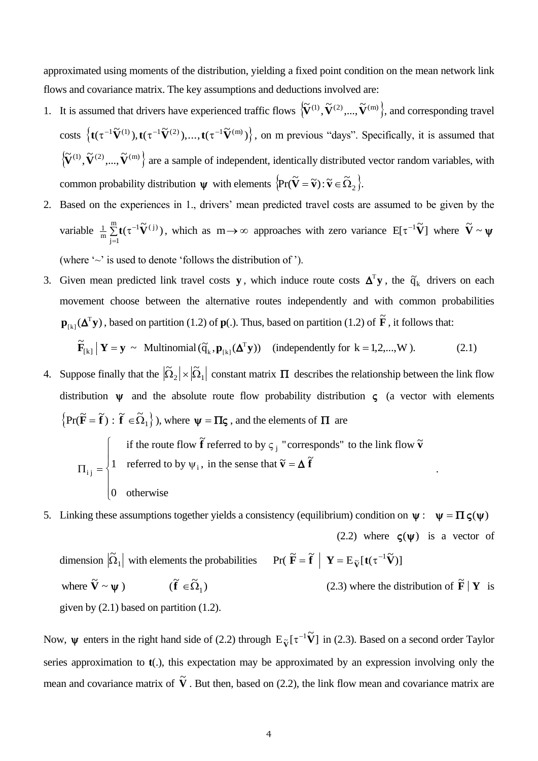approximated using moments of the distribution, yielding a fixed point condition on the mean network link flows and covariance matrix. The key assumptions and deductions involved are:

1. It is assumed that drivers have experienced traffic flows $\{\tilde{\mathbf{V}}^{(1)}, \tilde{\mathbf{V}}^{(2)}, ..., \tilde{\mathbf{V}}^{(m)}\}$, and corresponding travel costs $\{\mathbf{t}(\tau^{-1}\tilde{\mathbf{V}}^{(1)}), \mathbf{t}(\tau^{-1}\tilde{\mathbf{V}}^{(2)}), \ldots, \mathbf{t}(\tau^{-1}\tilde{\mathbf{V}}^{(m)})\}$, on m previous "days". Specifically, it is assumed that $\{\tilde{\mathbf{V}}^{(1)}, \tilde{\mathbf{V}}^{(2)}, ..., \tilde{\mathbf{V}}^{(m)}\}$ are a sample of independent, identically distributed vector random variables, with common probability distribution $\boldsymbol{\psi}$ with elements $\{\Pr(\tilde{\mathbf{V}} = \tilde{\mathbf{v}}) : \tilde{\mathbf{v}} \in \tilde{\Omega}_2\}$.
2. Based on the experiences in 1., drivers' mean predicted travel costs are assumed to be given by the variable $\frac{1}{m}\sum_{j=1}^{m} \mathbf{t}(\tau^{-1}\tilde{\mathbf{V}}^{(j)})$, which as $m \to \infty$ approaches with zero variance $E[\tau^{-1}\tilde{\mathbf{V}}]$ where $\tilde{\mathbf{V}} \sim \boldsymbol{\psi}$ (where '~' is used to denote 'follows the distribution of').
3. Given mean predicted link travel costs $\mathbf{y}$, which induce route costs $\boldsymbol{\Delta}^{\mathrm{T}}\mathbf{y}$, the $\tilde{q}_k$ drivers on each movement choose between the alternative routes independently and with common probabilities $\mathbf{p}_{[k]}(\boldsymbol{\Delta}^{\mathrm{T}}\mathbf{y})$, based on partition (1.2) of $\mathbf{p}(.)$. Thus, based on partition (1.2) of $\tilde{\mathbf{F}}$, it follows that:

$$\tilde{\mathbf{F}}_{[k]} \mid \mathbf{Y} = \mathbf{y} \;\sim\; \text{Multinomial}(\tilde{q}_k, \mathbf{p}_{[k]}(\boldsymbol{\Delta}^{\mathrm{T}}\mathbf{y})) \quad \text{(independently for } k = 1,2,...,W\text{)}. \tag{2.1}$$

4. Suppose finally that the $|\tilde{\Omega}_2| \times |\tilde{\Omega}_1|$ constant matrix $\boldsymbol{\Pi}$ describes the relationship between the link flow distribution $\boldsymbol{\psi}$ and the absolute route flow probability distribution $\boldsymbol{\varsigma}$ (a vector with elements $\{\Pr(\tilde{\mathbf{F}} = \tilde{\mathbf{f}}) : \tilde{\mathbf{f}} \in \tilde{\Omega}_1\}$), where $\boldsymbol{\psi} = \boldsymbol{\Pi}\boldsymbol{\varsigma}$, and the elements of $\boldsymbol{\Pi}$ are

$$\Pi_{ij} = \begin{cases} 1 & \text{if the route flow } \tilde{\mathbf{f}} \text{ referred to by } \varsigma_j \text{ "corresponds" to the link flow } \tilde{\mathbf{v}} \\ & \text{referred to by } \psi_i \text{, in the sense that } \tilde{\mathbf{v}} = \boldsymbol{\Delta}\,\tilde{\mathbf{f}} \\ 0 & \text{otherwise} \end{cases} .$$

5. Linking these assumptions together yields a consistency (equilibrium) condition on $\boldsymbol{\psi}$: $\quad \boldsymbol{\psi} = \boldsymbol{\Pi}\,\boldsymbol{\varsigma}(\boldsymbol{\psi}) \quad$ (2.2) where $\boldsymbol{\varsigma}(\boldsymbol{\psi})$ is a vector of dimension $|\tilde{\Omega}_1|$ with elements the probabilities $\quad \Pr(\,\tilde{\mathbf{F}} = \tilde{\mathbf{f}} \mid \mathbf{Y} = E_{\tilde{\mathbf{V}}}[\mathbf{t}(\tau^{-1}\tilde{\mathbf{V}})]$ where $\tilde{\mathbf{V}} \sim \boldsymbol{\psi}\,) \qquad (\tilde{\mathbf{f}} \in \tilde{\Omega}_1) \qquad$ (2.3) where the distribution of $\tilde{\mathbf{F}} \mid \mathbf{Y}$ is given by (2.1) based on partition (1.2).

Now, $\boldsymbol{\psi}$ enters in the right hand side of (2.2) through $E_{\tilde{\mathbf{V}}}[\tau^{-1}\tilde{\mathbf{V}}]$ in (2.3). Based on a second order Taylor series approximation to $\mathbf{t}(.)$, this expectation may be approximated by an expression involving only the mean and covariance matrix of $\tilde{\mathbf{V}}$. But then, based on (2.2), the link flow mean and covariance matrix are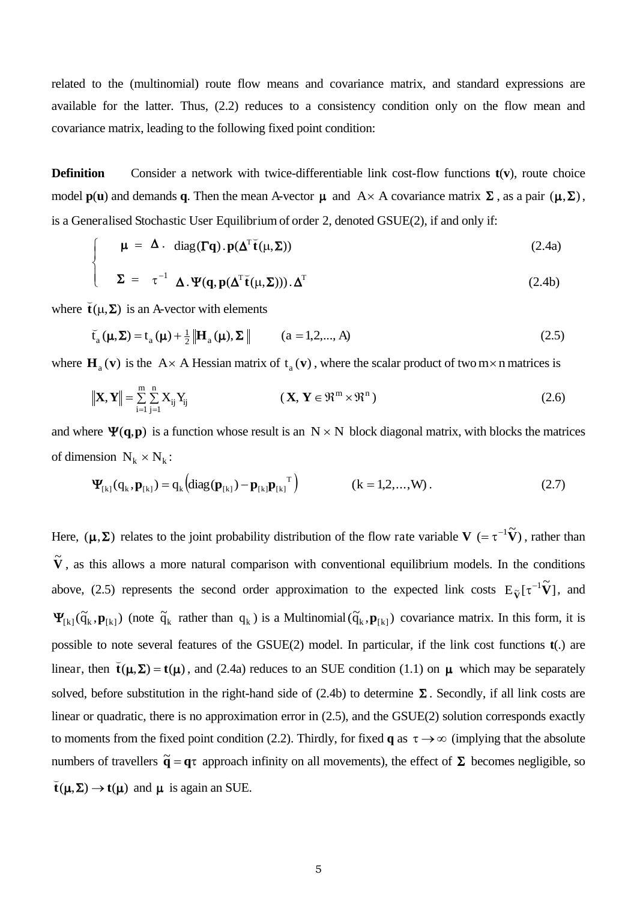related to the (multinomial) route flow means and covariance matrix, and standard expressions are available for the latter. Thus, (2.2) reduces to a consistency condition only on the flow mean and covariance matrix, leading to the following fixed point condition:

**Definition** Consider a network with twice-differentiable link cost-flow functions $\mathbf{t}(\mathbf{v})$, route choice model $\mathbf{p}(\mathbf{u})$ and demands $\mathbf{q}$. Then the mean A-vector $\boldsymbol{\mu}$ and $A \times A$ covariance matrix $\boldsymbol{\Sigma}$, as a pair $(\boldsymbol{\mu}, \boldsymbol{\Sigma})$, is a Generalised Stochastic User Equilibrium of order 2, denoted GSUE(2), if and only if:

$$
\begin{cases}
\boldsymbol{\mu} = \boldsymbol{\Delta} \cdot \operatorname{diag}(\boldsymbol{\Gamma}\mathbf{q}) \cdot \mathbf{p}(\boldsymbol{\Delta}^{\mathrm{T}} \breve{\mathbf{t}}(\boldsymbol{\mu}, \boldsymbol{\Sigma})) & \text{(2.4a)} \\
\boldsymbol{\Sigma} = \tau^{-1} \boldsymbol{\Delta} \cdot \boldsymbol{\Psi}(\mathbf{q}, \mathbf{p}(\boldsymbol{\Delta}^{\mathrm{T}} \breve{\mathbf{t}}(\boldsymbol{\mu}, \boldsymbol{\Sigma}))) \cdot \boldsymbol{\Delta}^{\mathrm{T}} & \text{(2.4b)}
\end{cases}
$$

where $\breve{\mathbf{t}}(\boldsymbol{\mu}, \boldsymbol{\Sigma})$ is an A-vector with elements

$$
\breve{t}_a(\boldsymbol{\mu}, \boldsymbol{\Sigma}) = t_a(\boldsymbol{\mu}) + \tfrac{1}{2} \left\| \mathbf{H}_a(\boldsymbol{\mu}), \boldsymbol{\Sigma} \right\| \qquad (a = 1,2,\ldots, A) \tag{2.5}
$$

where $\mathbf{H}_a(\mathbf{v})$ is the $A \times A$ Hessian matrix of $t_a(\mathbf{v})$, where the scalar product of two $m \times n$ matrices is

$$
\left\| \mathbf{X}, \mathbf{Y} \right\| = \sum_{i=1}^{m} \sum_{j=1}^{n} X_{ij} Y_{ij} \qquad (\mathbf{X}, \mathbf{Y} \in \Re^m \times \Re^n) \tag{2.6}
$$

and where $\boldsymbol{\Psi}(\mathbf{q}, \mathbf{p})$ is a function whose result is an $N \times N$ block diagonal matrix, with blocks the matrices of dimension $N_k \times N_k$:

$$
\boldsymbol{\Psi}_{[k]}(q_k, \mathbf{p}_{[k]}) = q_k \left( \operatorname{diag}(\mathbf{p}_{[k]}) - \mathbf{p}_{[k]} \mathbf{p}_{[k]}^{\mathrm{T}} \right) \qquad (k = 1,2,\ldots,W). \tag{2.7}
$$

Here, $(\boldsymbol{\mu}, \boldsymbol{\Sigma})$ relates to the joint probability distribution of the flow rate variable $\mathbf{V}$ $(= \tau^{-1}\tilde{\mathbf{V}})$, rather than $\tilde{\mathbf{V}}$, as this allows a more natural comparison with conventional equilibrium models. In the conditions above, (2.5) represents the second order approximation to the expected link costs $E_{\tilde{\mathbf{V}}}[\tau^{-1}\tilde{\mathbf{V}}]$, and $\boldsymbol{\Psi}_{[k]}(\tilde{q}_k, \mathbf{p}_{[k]})$ (note $\tilde{q}_k$ rather than $q_k$) is a $\text{Multinomial}(\tilde{q}_k, \mathbf{p}_{[k]})$ covariance matrix. In this form, it is possible to note several features of the GSUE(2) model. In particular, if the link cost functions $\mathbf{t}(.)$ are linear, then $\breve{\mathbf{t}}(\boldsymbol{\mu}, \boldsymbol{\Sigma}) = \mathbf{t}(\boldsymbol{\mu})$, and (2.4a) reduces to an SUE condition (1.1) on $\boldsymbol{\mu}$ which may be separately solved, before substitution in the right-hand side of (2.4b) to determine $\boldsymbol{\Sigma}$. Secondly, if all link costs are linear or quadratic, there is no approximation error in (2.5), and the GSUE(2) solution corresponds exactly to moments from the fixed point condition (2.2). Thirdly, for fixed $\mathbf{q}$ as $\tau \to \infty$ (implying that the absolute numbers of travellers $\tilde{\mathbf{q}} = \mathbf{q}\tau$ approach infinity on all movements), the effect of $\boldsymbol{\Sigma}$ becomes negligible, so $\breve{\mathbf{t}}(\boldsymbol{\mu}, \boldsymbol{\Sigma}) \to \mathbf{t}(\boldsymbol{\mu})$ and $\boldsymbol{\mu}$ is again an SUE.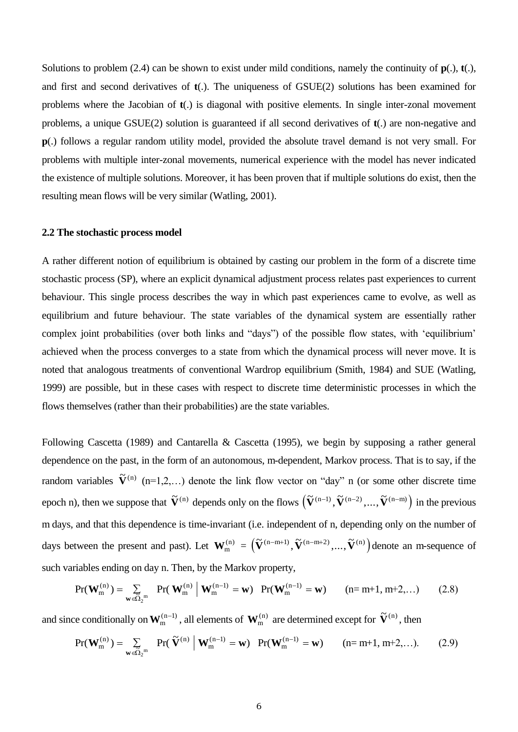Solutions to problem (2.4) can be shown to exist under mild conditions, namely the continuity of $\mathbf{p}(.)$, $\mathbf{t}(.)$, and first and second derivatives of $\mathbf{t}(.)$. The uniqueness of GSUE(2) solutions has been examined for problems where the Jacobian of $\mathbf{t}(.)$ is diagonal with positive elements. In single inter-zonal movement problems, a unique GSUE(2) solution is guaranteed if all second derivatives of $\mathbf{t}(.)$ are non-negative and $\mathbf{p}(.)$ follows a regular random utility model, provided the absolute travel demand is not very small. For problems with multiple inter-zonal movements, numerical experience with the model has never indicated the existence of multiple solutions. Moreover, it has been proven that if multiple solutions do exist, then the resulting mean flows will be very similar (Watling, 2001).

### 2.2 The stochastic process model

A rather different notion of equilibrium is obtained by casting our problem in the form of a discrete time stochastic process (SP), where an explicit dynamical adjustment process relates past experiences to current behaviour. This single process describes the way in which past experiences came to evolve, as well as equilibrium and future behaviour. The state variables of the dynamical system are essentially rather complex joint probabilities (over both links and "days") of the possible flow states, with 'equilibrium' achieved when the process converges to a state from which the dynamical process will never move. It is noted that analogous treatments of conventional Wardrop equilibrium (Smith, 1984) and SUE (Watling, 1999) are possible, but in these cases with respect to discrete time deterministic processes in which the flows themselves (rather than their probabilities) are the state variables.

Following Cascetta (1989) and Cantarella & Cascetta (1995), we begin by supposing a rather general dependence on the past, in the form of an autonomous, m-dependent, Markov process. That is to say, if the random variables $\tilde{\mathbf{V}}^{(n)}$ (n=1,2,…) denote the link flow vector on "day" n (or some other discrete time epoch n), then we suppose that $\tilde{\mathbf{V}}^{(n)}$ depends only on the flows $\left(\tilde{\mathbf{V}}^{(n-1)}, \tilde{\mathbf{V}}^{(n-2)}, \ldots, \tilde{\mathbf{V}}^{(n-m)}\right)$ in the previous m days, and that this dependence is time-invariant (i.e. independent of n, depending only on the number of days between the present and past). Let $\mathbf{W}_{m}^{(n)} = \left(\tilde{\mathbf{V}}^{(n-m+1)}, \tilde{\mathbf{V}}^{(n-m+2)}, \ldots, \tilde{\mathbf{V}}^{(n)}\right)$ denote an m-sequence of such variables ending on day n. Then, by the Markov property,

$$\Pr(\mathbf{W}_{m}^{(n)}) = \sum_{\mathbf{w} \in \tilde{\Omega}_2^{\,m}} \Pr(\mathbf{W}_{m}^{(n)} \mid \mathbf{W}_{m}^{(n-1)} = \mathbf{w}) \;\; \Pr(\mathbf{W}_{m}^{(n-1)} = \mathbf{w}) \qquad (\text{n= m+1, m+2,…}) \qquad (2.8)$$

and since conditionally on $\mathbf{W}_{m}^{(n-1)}$, all elements of $\mathbf{W}_{m}^{(n)}$ are determined except for $\tilde{\mathbf{V}}^{(n)}$, then

$$\Pr(\mathbf{W}_{m}^{(n)}) = \sum_{\mathbf{w} \in \tilde{\Omega}_2^{\,m}} \Pr(\tilde{\mathbf{V}}^{(n)} \mid \mathbf{W}_{m}^{(n-1)} = \mathbf{w}) \;\; \Pr(\mathbf{W}_{m}^{(n-1)} = \mathbf{w}) \qquad (\text{n= m+1, m+2,…}). \qquad (2.9)$$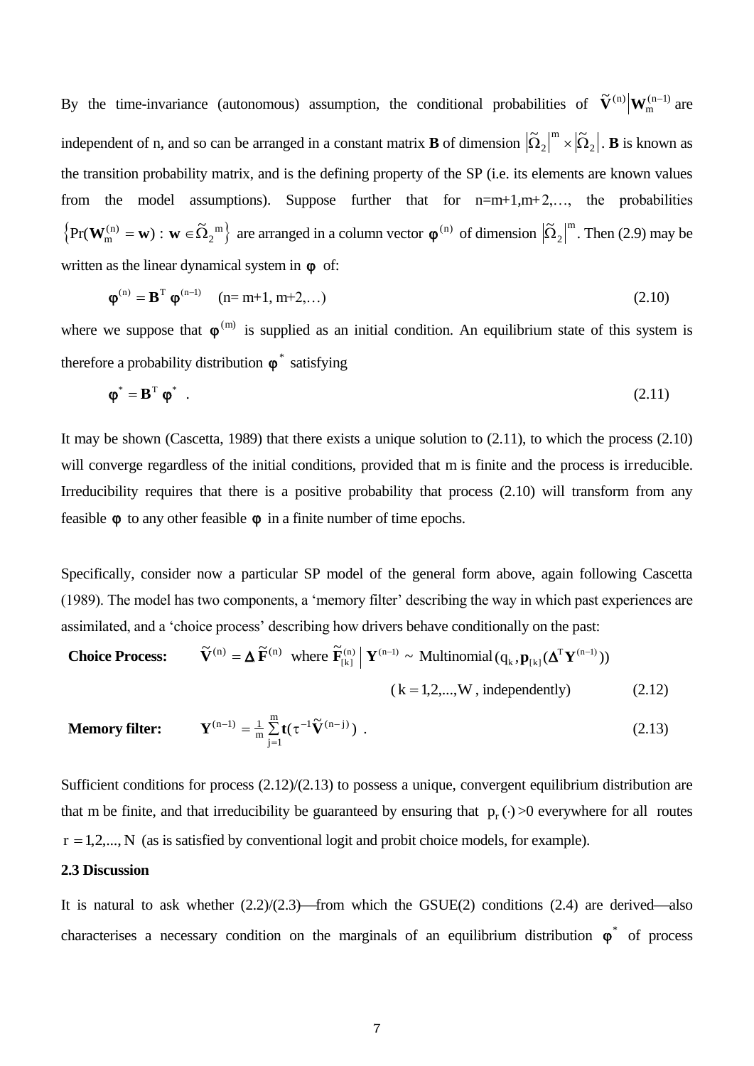By the time-invariance (autonomous) assumption, the conditional probabilities of $\tilde{\mathbf{V}}^{(n)}\big|\mathbf{W}_m^{(n-1)}$ are independent of n, and so can be arranged in a constant matrix **B** of dimension $\left|\tilde{\Omega}_2\right|^m \times \left|\tilde{\Omega}_2\right|$. **B** is known as the transition probability matrix, and is the defining property of the SP (i.e. its elements are known values from the model assumptions). Suppose further that for n=m+1,m+2,…, the probabilities $\left\{\Pr(\mathbf{W}_m^{(n)} = \mathbf{w}) : \mathbf{w} \in \tilde{\Omega}_2{}^m\right\}$ are arranged in a column vector $\boldsymbol{\varphi}^{(n)}$ of dimension $\left|\tilde{\Omega}_2\right|^m$. Then (2.9) may be written as the linear dynamical system in $\boldsymbol{\varphi}$ of:

$$\boldsymbol{\varphi}^{(n)} = \mathbf{B}^{\mathrm{T}}\,\boldsymbol{\varphi}^{(n-1)} \quad (n= m+1, m+2,\ldots) \tag{2.10}$$

where we suppose that $\boldsymbol{\varphi}^{(m)}$ is supplied as an initial condition. An equilibrium state of this system is therefore a probability distribution $\boldsymbol{\varphi}^*$ satisfying

$$\boldsymbol{\varphi}^* = \mathbf{B}^{\mathrm{T}}\,\boldsymbol{\varphi}^* \ . \tag{2.11}$$

It may be shown (Cascetta, 1989) that there exists a unique solution to (2.11), to which the process (2.10) will converge regardless of the initial conditions, provided that m is finite and the process is irreducible. Irreducibility requires that there is a positive probability that process (2.10) will transform from any feasible $\boldsymbol{\varphi}$ to any other feasible $\boldsymbol{\varphi}$ in a finite number of time epochs.

Specifically, consider now a particular SP model of the general form above, again following Cascetta (1989). The model has two components, a 'memory filter' describing the way in which past experiences are assimilated, and a 'choice process' describing how drivers behave conditionally on the past:

**Choice Process:** $\tilde{\mathbf{V}}^{(n)} = \boldsymbol{\Delta}\,\tilde{\mathbf{F}}^{(n)}$ where $\tilde{\mathbf{F}}_{[k]}^{(n)}\,\Big|\,\mathbf{Y}^{(n-1)} \sim \text{Multinomial}(q_k, \mathbf{p}_{[k]}(\boldsymbol{\Delta}^{\mathrm{T}}\mathbf{Y}^{(n-1)}))$

$$(k = 1,2,...,W \text{, independently}) \tag{2.12}$$

**Memory filter:**

$$\mathbf{Y}^{(n-1)} = \tfrac{1}{m}\sum_{j=1}^{m}\mathbf{t}(\tau^{-1}\tilde{\mathbf{V}}^{(n-j)}) \ . \tag{2.13}$$

Sufficient conditions for process (2.12)/(2.13) to possess a unique, convergent equilibrium distribution are that m be finite, and that irreducibility be guaranteed by ensuring that $p_r(\cdot) > 0$ everywhere for all routes $r = 1,2,..., N$ (as is satisfied by conventional logit and probit choice models, for example).

**2.3 Discussion**

It is natural to ask whether (2.2)/(2.3)—from which the GSUE(2) conditions (2.4) are derived—also characterises a necessary condition on the marginals of an equilibrium distribution $\boldsymbol{\varphi}^*$ of process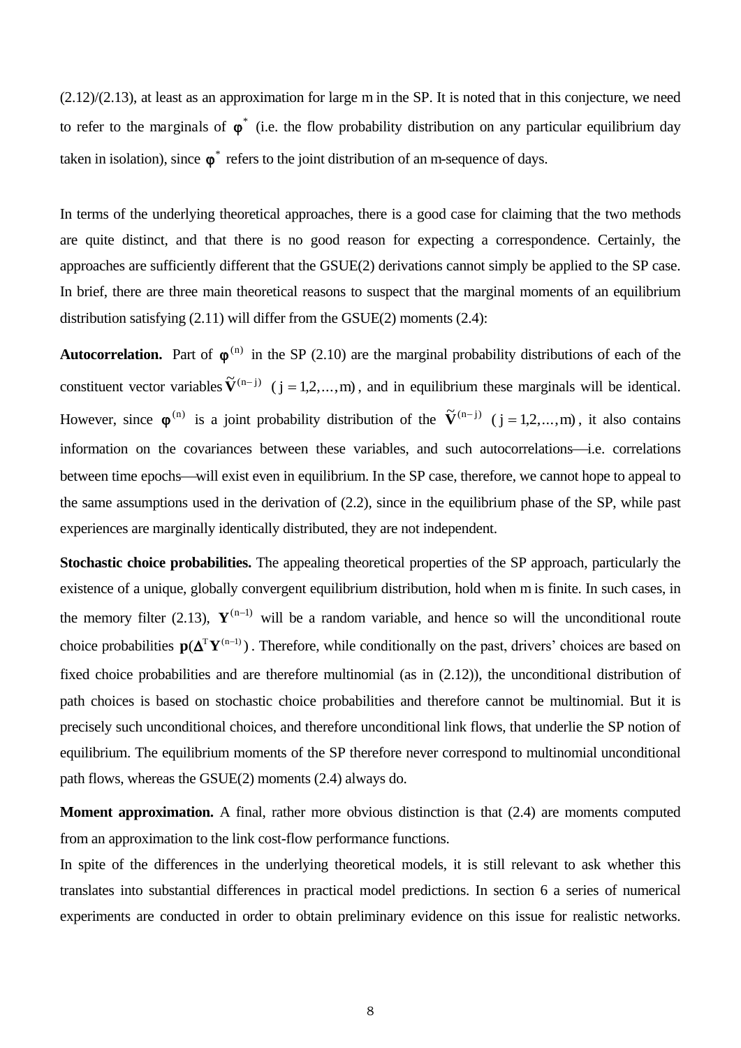(2.12)/(2.13), at least as an approximation for large m in the SP. It is noted that in this conjecture, we need to refer to the marginals of $\boldsymbol{\varphi}^*$ (i.e. the flow probability distribution on any particular equilibrium day taken in isolation), since $\boldsymbol{\varphi}^*$ refers to the joint distribution of an m-sequence of days.

In terms of the underlying theoretical approaches, there is a good case for claiming that the two methods are quite distinct, and that there is no good reason for expecting a correspondence. Certainly, the approaches are sufficiently different that the GSUE(2) derivations cannot simply be applied to the SP case. In brief, there are three main theoretical reasons to suspect that the marginal moments of an equilibrium distribution satisfying (2.11) will differ from the GSUE(2) moments (2.4):

**Autocorrelation.** Part of $\boldsymbol{\varphi}^{(n)}$ in the SP (2.10) are the marginal probability distributions of each of the constituent vector variables $\tilde{\mathbf{V}}^{(n-j)}$ $(j = 1,2,\ldots,m)$, and in equilibrium these marginals will be identical. However, since $\boldsymbol{\varphi}^{(n)}$ is a joint probability distribution of the $\tilde{\mathbf{V}}^{(n-j)}$ $(j = 1,2,\ldots,m)$, it also contains information on the covariances between these variables, and such autocorrelations—i.e. correlations between time epochs—will exist even in equilibrium. In the SP case, therefore, we cannot hope to appeal to the same assumptions used in the derivation of (2.2), since in the equilibrium phase of the SP, while past experiences are marginally identically distributed, they are not independent.

**Stochastic choice probabilities.** The appealing theoretical properties of the SP approach, particularly the existence of a unique, globally convergent equilibrium distribution, hold when m is finite. In such cases, in the memory filter (2.13), $\mathbf{Y}^{(n-1)}$ will be a random variable, and hence so will the unconditional route choice probabilities $\mathbf{p}(\boldsymbol{\Delta}^{\mathrm{T}}\mathbf{Y}^{(n-1)})$. Therefore, while conditionally on the past, drivers' choices are based on fixed choice probabilities and are therefore multinomial (as in (2.12)), the unconditional distribution of path choices is based on stochastic choice probabilities and therefore cannot be multinomial. But it is precisely such unconditional choices, and therefore unconditional link flows, that underlie the SP notion of equilibrium. The equilibrium moments of the SP therefore never correspond to multinomial unconditional path flows, whereas the GSUE(2) moments (2.4) always do.

**Moment approximation.** A final, rather more obvious distinction is that (2.4) are moments computed from an approximation to the link cost-flow performance functions.

In spite of the differences in the underlying theoretical models, it is still relevant to ask whether this translates into substantial differences in practical model predictions. In section 6 a series of numerical experiments are conducted in order to obtain preliminary evidence on this issue for realistic networks.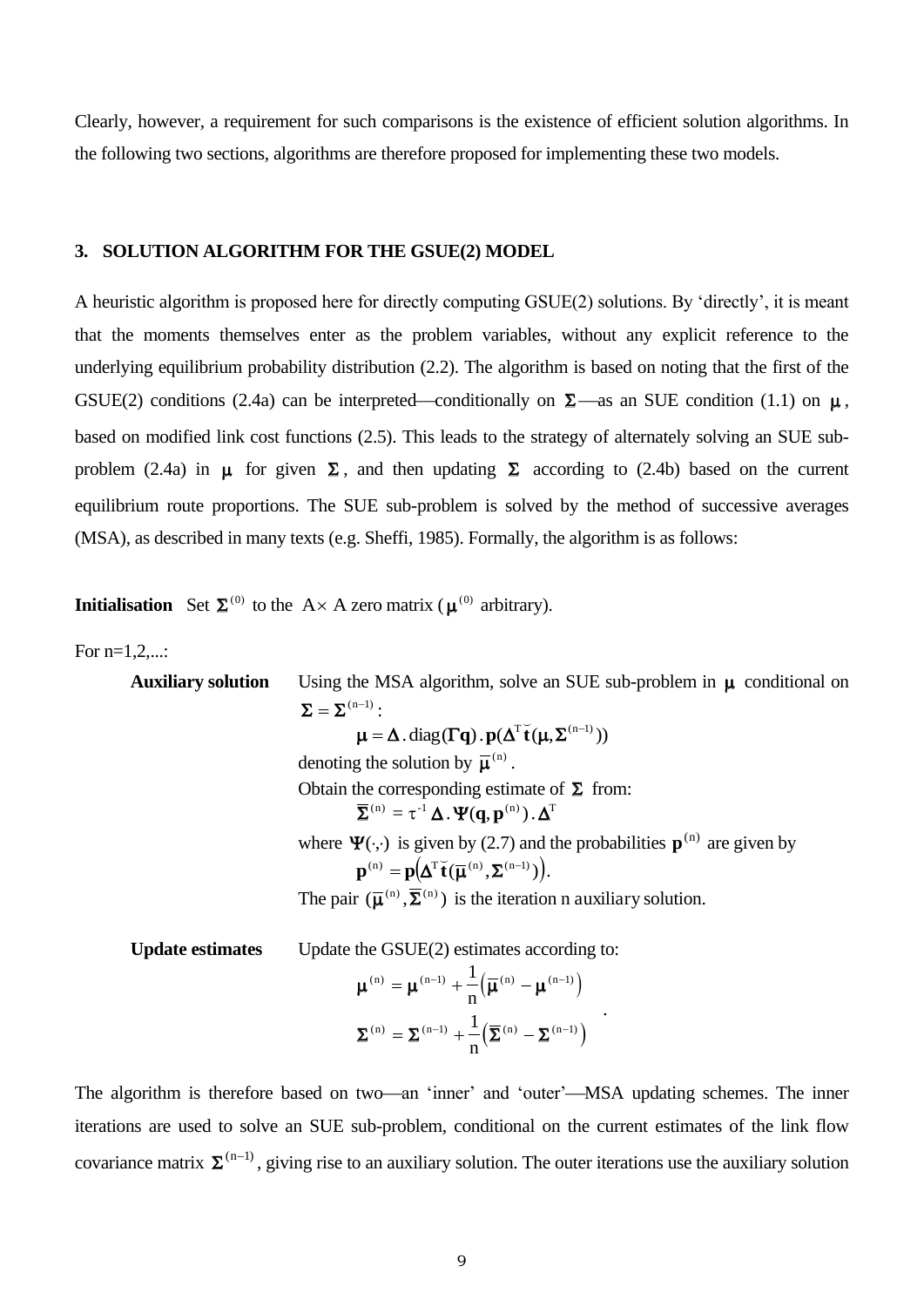Clearly, however, a requirement for such comparisons is the existence of efficient solution algorithms. In the following two sections, algorithms are therefore proposed for implementing these two models.

## 3. SOLUTION ALGORITHM FOR THE GSUE(2) MODEL

A heuristic algorithm is proposed here for directly computing GSUE(2) solutions. By 'directly', it is meant that the moments themselves enter as the problem variables, without any explicit reference to the underlying equilibrium probability distribution (2.2). The algorithm is based on noting that the first of the GSUE(2) conditions (2.4a) can be interpreted—conditionally on $\mathbf{\Sigma}$—as an SUE condition (1.1) on $\boldsymbol{\mu}$, based on modified link cost functions (2.5). This leads to the strategy of alternately solving an SUE sub-problem (2.4a) in $\boldsymbol{\mu}$ for given $\mathbf{\Sigma}$, and then updating $\mathbf{\Sigma}$ according to (2.4b) based on the current equilibrium route proportions. The SUE sub-problem is solved by the method of successive averages (MSA), as described in many texts (e.g. Sheffi, 1985). Formally, the algorithm is as follows:

**Initialisation** Set $\mathbf{\Sigma}^{(0)}$ to the $A \times A$ zero matrix ($\boldsymbol{\mu}^{(0)}$ arbitrary).

For n=1,2,...:

**Auxiliary solution** Using the MSA algorithm, solve an SUE sub-problem in $\boldsymbol{\mu}$ conditional on $\mathbf{\Sigma} = \mathbf{\Sigma}^{(n-1)}$:

$$\boldsymbol{\mu} = \mathbf{\Delta} \,.\, \mathrm{diag}(\mathbf{\Gamma q}) \,.\, \mathbf{p}(\mathbf{\Delta}^{\mathrm{T}} \breve{\mathbf{t}}(\boldsymbol{\mu}, \mathbf{\Sigma}^{(n-1)}))$$

denoting the solution by $\overline{\boldsymbol{\mu}}^{(n)}$.

Obtain the corresponding estimate of $\mathbf{\Sigma}$ from:

$$\overline{\mathbf{\Sigma}}^{(n)} = \tau^{-1} \, \mathbf{\Delta} \,.\, \mathbf{\Psi}(\mathbf{q}, \mathbf{p}^{(n)}) \,.\, \mathbf{\Delta}^{\mathrm{T}}$$

where $\mathbf{\Psi}(\cdot,\cdot)$ is given by (2.7) and the probabilities $\mathbf{p}^{(n)}$ are given by

$$\mathbf{p}^{(n)} = \mathbf{p}\left(\mathbf{\Delta}^{\mathrm{T}} \breve{\mathbf{t}}(\overline{\boldsymbol{\mu}}^{(n)}, \mathbf{\Sigma}^{(n-1)})\right).$$

The pair $(\overline{\boldsymbol{\mu}}^{(n)}, \overline{\mathbf{\Sigma}}^{(n)})$ is the iteration n auxiliary solution.

**Update estimates** Update the GSUE(2) estimates according to:

$$\boldsymbol{\mu}^{(n)} = \boldsymbol{\mu}^{(n-1)} + \frac{1}{n}\left(\overline{\boldsymbol{\mu}}^{(n)} - \boldsymbol{\mu}^{(n-1)}\right)$$

$$\mathbf{\Sigma}^{(n)} = \mathbf{\Sigma}^{(n-1)} + \frac{1}{n}\left(\overline{\mathbf{\Sigma}}^{(n)} - \mathbf{\Sigma}^{(n-1)}\right) .$$

The algorithm is therefore based on two—an 'inner' and 'outer'—MSA updating schemes. The inner iterations are used to solve an SUE sub-problem, conditional on the current estimates of the link flow covariance matrix $\mathbf{\Sigma}^{(n-1)}$, giving rise to an auxiliary solution. The outer iterations use the auxiliary solution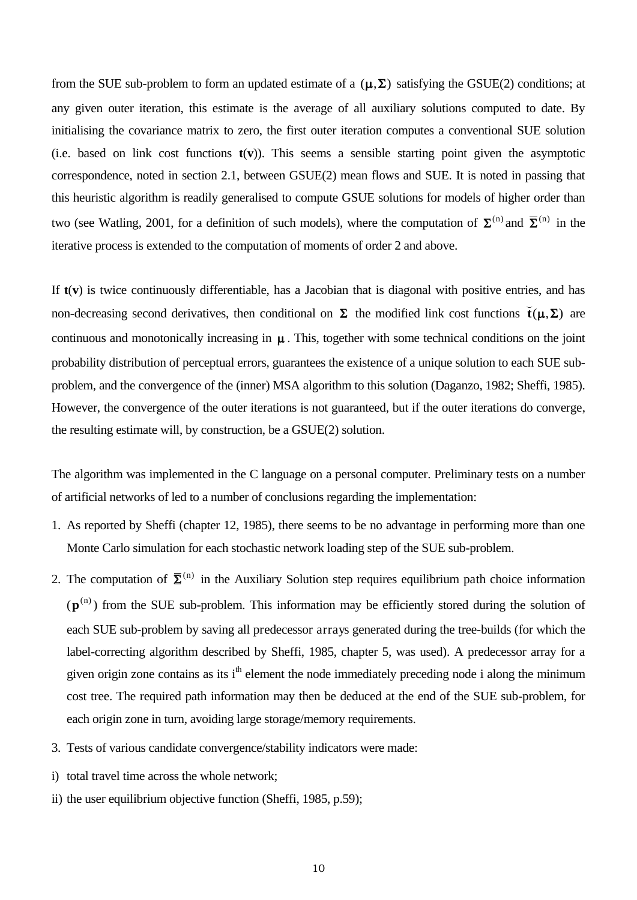from the SUE sub-problem to form an updated estimate of a $(\boldsymbol{\mu}, \boldsymbol{\Sigma})$ satisfying the GSUE(2) conditions; at any given outer iteration, this estimate is the average of all auxiliary solutions computed to date. By initialising the covariance matrix to zero, the first outer iteration computes a conventional SUE solution (i.e. based on link cost functions $\mathbf{t}(\mathbf{v})$). This seems a sensible starting point given the asymptotic correspondence, noted in section 2.1, between GSUE(2) mean flows and SUE. It is noted in passing that this heuristic algorithm is readily generalised to compute GSUE solutions for models of higher order than two (see Watling, 2001, for a definition of such models), where the computation of $\boldsymbol{\Sigma}^{(n)}$ and $\overline{\boldsymbol{\Sigma}}^{(n)}$ in the iterative process is extended to the computation of moments of order 2 and above.

If $\mathbf{t}(\mathbf{v})$ is twice continuously differentiable, has a Jacobian that is diagonal with positive entries, and has non-decreasing second derivatives, then conditional on $\boldsymbol{\Sigma}$ the modified link cost functions $\breve{\mathbf{t}}(\boldsymbol{\mu}, \boldsymbol{\Sigma})$ are continuous and monotonically increasing in $\boldsymbol{\mu}$. This, together with some technical conditions on the joint probability distribution of perceptual errors, guarantees the existence of a unique solution to each SUE sub-problem, and the convergence of the (inner) MSA algorithm to this solution (Daganzo, 1982; Sheffi, 1985). However, the convergence of the outer iterations is not guaranteed, but if the outer iterations do converge, the resulting estimate will, by construction, be a GSUE(2) solution.

The algorithm was implemented in the C language on a personal computer. Preliminary tests on a number of artificial networks of led to a number of conclusions regarding the implementation:

1. As reported by Sheffi (chapter 12, 1985), there seems to be no advantage in performing more than one Monte Carlo simulation for each stochastic network loading step of the SUE sub-problem.
2. The computation of $\overline{\boldsymbol{\Sigma}}^{(n)}$ in the Auxiliary Solution step requires equilibrium path choice information $(\mathbf{p}^{(n)})$ from the SUE sub-problem. This information may be efficiently stored during the solution of each SUE sub-problem by saving all predecessor arrays generated during the tree-builds (for which the label-correcting algorithm described by Sheffi, 1985, chapter 5, was used). A predecessor array for a given origin zone contains as its i[th] element the node immediately preceding node i along the minimum cost tree. The required path information may then be deduced at the end of the SUE sub-problem, for each origin zone in turn, avoiding large storage/memory requirements.
3. Tests of various candidate convergence/stability indicators were made:

i) total travel time across the whole network;

ii) the user equilibrium objective function (Sheffi, 1985, p.59);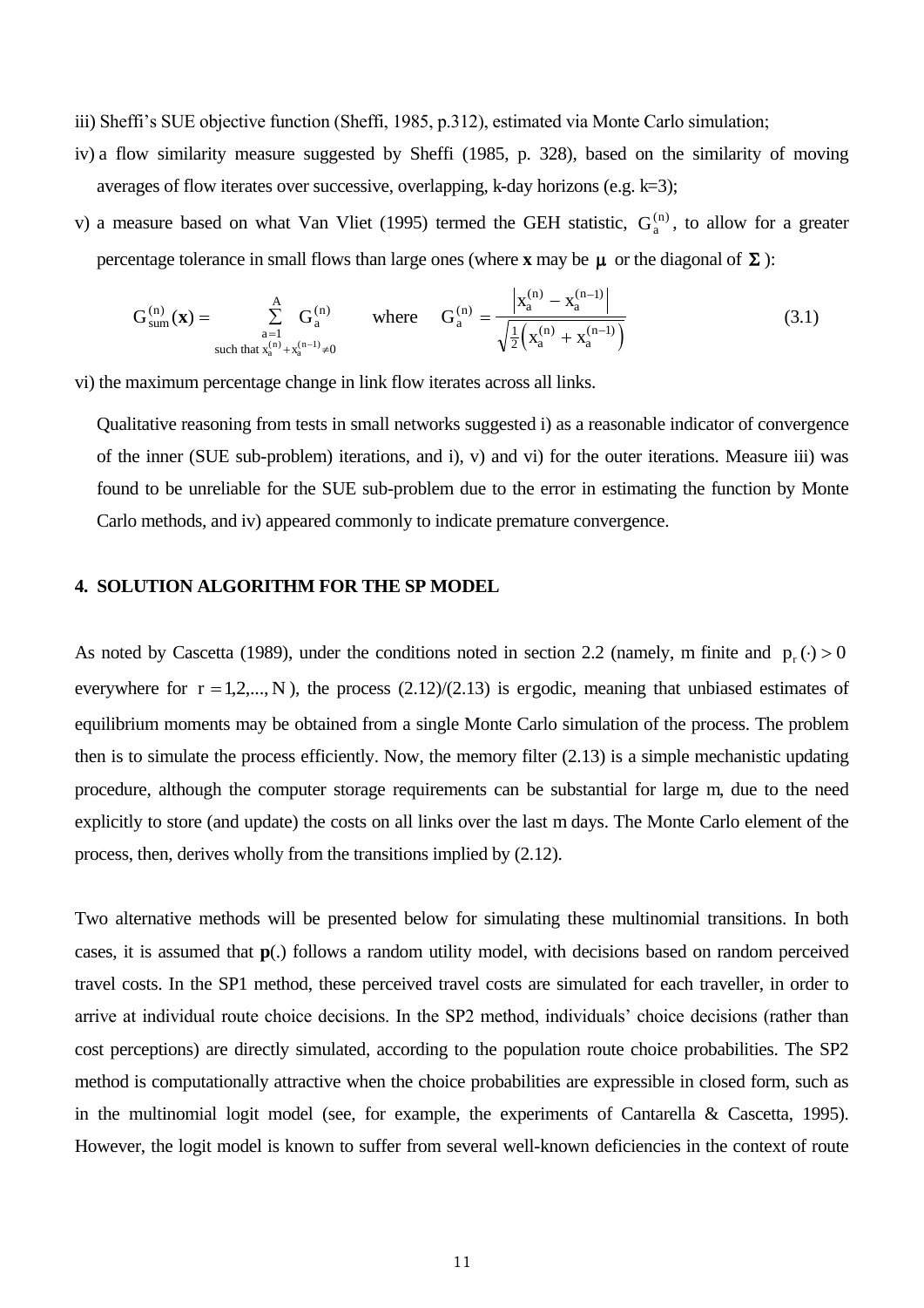iii) Sheffi's SUE objective function (Sheffi, 1985, p.312), estimated via Monte Carlo simulation;

iv) a flow similarity measure suggested by Sheffi (1985, p. 328), based on the similarity of moving averages of flow iterates over successive, overlapping, k-day horizons (e.g. k=3);

v) a measure based on what Van Vliet (1995) termed the GEH statistic, $G_a^{(n)}$, to allow for a greater percentage tolerance in small flows than large ones (where **x** may be $\mu$ or the diagonal of $\boldsymbol{\Sigma}$):

$$G_{\text{sum}}^{(n)}(\mathbf{x}) = \sum_{\substack{a=1 \\ \text{such that } x_a^{(n)}+x_a^{(n-1)} \neq 0}}^{A} G_a^{(n)} \qquad \text{where} \qquad G_a^{(n)} = \frac{\left| x_a^{(n)} - x_a^{(n-1)} \right|}{\sqrt{\frac{1}{2}\left( x_a^{(n)} + x_a^{(n-1)} \right)}} \tag{3.1}$$

vi) the maximum percentage change in link flow iterates across all links.

Qualitative reasoning from tests in small networks suggested i) as a reasonable indicator of convergence of the inner (SUE sub-problem) iterations, and i), v) and vi) for the outer iterations. Measure iii) was found to be unreliable for the SUE sub-problem due to the error in estimating the function by Monte Carlo methods, and iv) appeared commonly to indicate premature convergence.

## 4. SOLUTION ALGORITHM FOR THE SP MODEL

As noted by Cascetta (1989), under the conditions noted in section 2.2 (namely, m finite and $p_r(\cdot) > 0$ everywhere for $r = 1,2,...,N$), the process (2.12)/(2.13) is ergodic, meaning that unbiased estimates of equilibrium moments may be obtained from a single Monte Carlo simulation of the process. The problem then is to simulate the process efficiently. Now, the memory filter (2.13) is a simple mechanistic updating procedure, although the computer storage requirements can be substantial for large m, due to the need explicitly to store (and update) the costs on all links over the last m days. The Monte Carlo element of the process, then, derives wholly from the transitions implied by (2.12).

Two alternative methods will be presented below for simulating these multinomial transitions. In both cases, it is assumed that **p**(.) follows a random utility model, with decisions based on random perceived travel costs. In the SP1 method, these perceived travel costs are simulated for each traveller, in order to arrive at individual route choice decisions. In the SP2 method, individuals' choice decisions (rather than cost perceptions) are directly simulated, according to the population route choice probabilities. The SP2 method is computationally attractive when the choice probabilities are expressible in closed form, such as in the multinomial logit model (see, for example, the experiments of Cantarella & Cascetta, 1995). However, the logit model is known to suffer from several well-known deficiencies in the context of route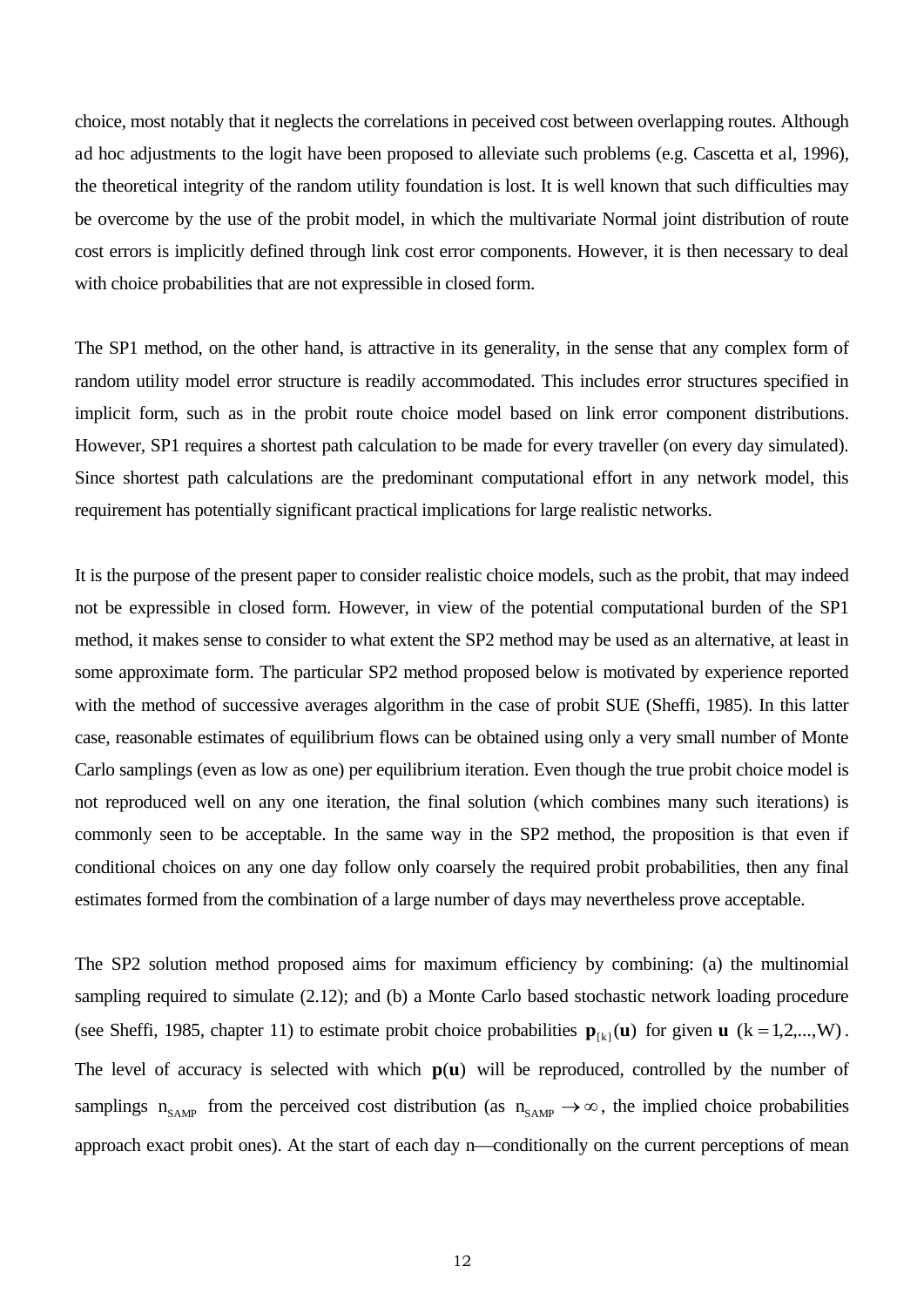choice, most notably that it neglects the correlations in peceived cost between overlapping routes. Although ad hoc adjustments to the logit have been proposed to alleviate such problems (e.g. Cascetta et al, 1996), the theoretical integrity of the random utility foundation is lost. It is well known that such difficulties may be overcome by the use of the probit model, in which the multivariate Normal joint distribution of route cost errors is implicitly defined through link cost error components. However, it is then necessary to deal with choice probabilities that are not expressible in closed form.

The SP1 method, on the other hand, is attractive in its generality, in the sense that any complex form of random utility model error structure is readily accommodated. This includes error structures specified in implicit form, such as in the probit route choice model based on link error component distributions. However, SP1 requires a shortest path calculation to be made for every traveller (on every day simulated). Since shortest path calculations are the predominant computational effort in any network model, this requirement has potentially significant practical implications for large realistic networks.

It is the purpose of the present paper to consider realistic choice models, such as the probit, that may indeed not be expressible in closed form. However, in view of the potential computational burden of the SP1 method, it makes sense to consider to what extent the SP2 method may be used as an alternative, at least in some approximate form. The particular SP2 method proposed below is motivated by experience reported with the method of successive averages algorithm in the case of probit SUE (Sheffi, 1985). In this latter case, reasonable estimates of equilibrium flows can be obtained using only a very small number of Monte Carlo samplings (even as low as one) per equilibrium iteration. Even though the true probit choice model is not reproduced well on any one iteration, the final solution (which combines many such iterations) is commonly seen to be acceptable. In the same way in the SP2 method, the proposition is that even if conditional choices on any one day follow only coarsely the required probit probabilities, then any final estimates formed from the combination of a large number of days may nevertheless prove acceptable.

The SP2 solution method proposed aims for maximum efficiency by combining: (a) the multinomial sampling required to simulate (2.12); and (b) a Monte Carlo based stochastic network loading procedure (see Sheffi, 1985, chapter 11) to estimate probit choice probabilities $\mathbf{p}_{[k]}(\mathbf{u})$ for given $\mathbf{u}$ $(k = 1,2,...,W)$. The level of accuracy is selected with which $\mathbf{p}(\mathbf{u})$ will be reproduced, controlled by the number of samplings $n_{SAMP}$ from the perceived cost distribution (as $n_{SAMP} \to \infty$, the implied choice probabilities approach exact probit ones). At the start of each day n—conditionally on the current perceptions of mean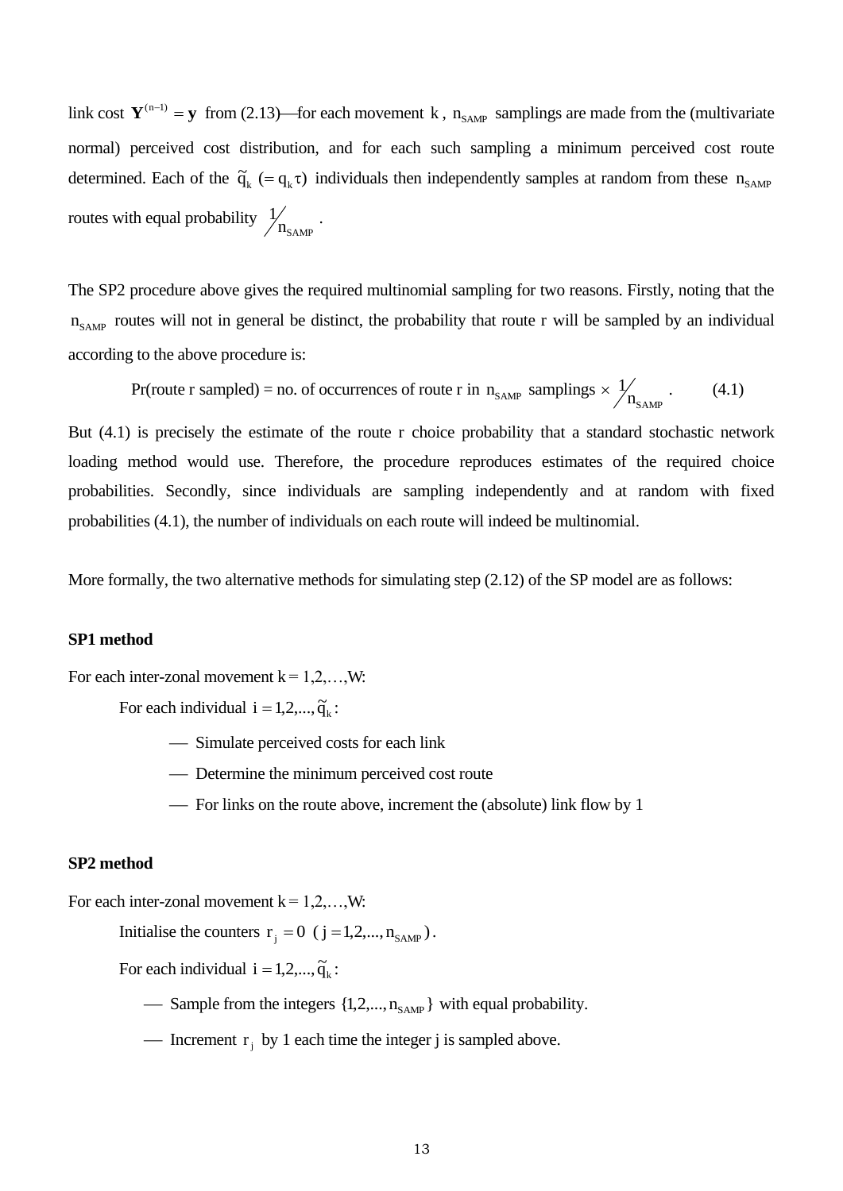link cost $\mathbf{Y}^{(n-1)} = \mathbf{y}$ from (2.13)—for each movement $k$, $n_{SAMP}$ samplings are made from the (multivariate normal) perceived cost distribution, and for each such sampling a minimum perceived cost route determined. Each of the $\tilde{q}_k$ $(= q_k \tau)$ individuals then independently samples at random from these $n_{SAMP}$ routes with equal probability $1/n_{SAMP}$.

The SP2 procedure above gives the required multinomial sampling for two reasons. Firstly, noting that the $n_{SAMP}$ routes will not in general be distinct, the probability that route r will be sampled by an individual according to the above procedure is:

$$\text{Pr(route r sampled)} = \text{no. of occurrences of route r in } n_{SAMP} \text{ samplings} \times 1/n_{SAMP}. \tag{4.1}$$

But (4.1) is precisely the estimate of the route r choice probability that a standard stochastic network loading method would use. Therefore, the procedure reproduces estimates of the required choice probabilities. Secondly, since individuals are sampling independently and at random with fixed probabilities (4.1), the number of individuals on each route will indeed be multinomial.

More formally, the two alternative methods for simulating step (2.12) of the SP model are as follows:

**SP1 method**

For each inter-zonal movement $k = 1,2,\ldots,W$:

For each individual $i = 1,2,\ldots,\tilde{q}_k$:

- Simulate perceived costs for each link
- Determine the minimum perceived cost route
- For links on the route above, increment the (absolute) link flow by 1

**SP2 method**

For each inter-zonal movement $k = 1,2,\ldots,W$:

Initialise the counters $r_j = 0$ $(j = 1,2,\ldots,n_{SAMP})$.

For each individual $i = 1,2,\ldots,\tilde{q}_k$:

- Sample from the integers $\{1,2,\ldots,n_{SAMP}\}$ with equal probability.
- Increment $r_j$ by 1 each time the integer j is sampled above.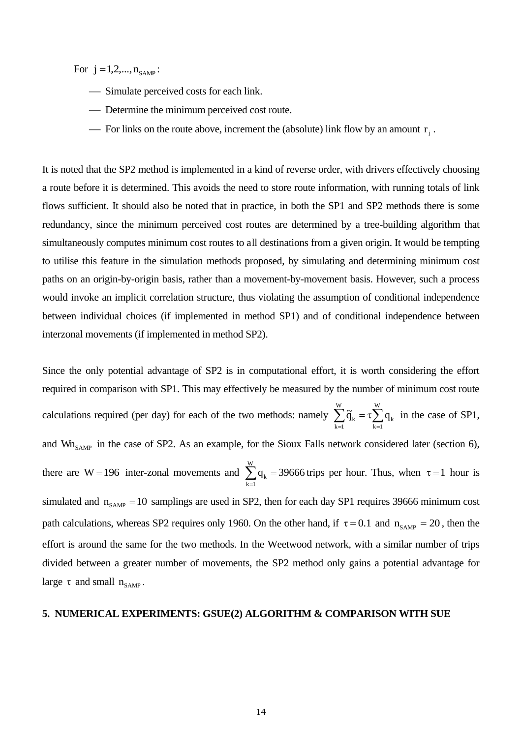For $j = 1,2,...,n_{SAMP}$:

- Simulate perceived costs for each link.
- Determine the minimum perceived cost route.
- For links on the route above, increment the (absolute) link flow by an amount $r_j$.

It is noted that the SP2 method is implemented in a kind of reverse order, with drivers effectively choosing a route before it is determined. This avoids the need to store route information, with running totals of link flows sufficient. It should also be noted that in practice, in both the SP1 and SP2 methods there is some redundancy, since the minimum perceived cost routes are determined by a tree-building algorithm that simultaneously computes minimum cost routes to all destinations from a given origin. It would be tempting to utilise this feature in the simulation methods proposed, by simulating and determining minimum cost paths on an origin-by-origin basis, rather than a movement-by-movement basis. However, such a process would invoke an implicit correlation structure, thus violating the assumption of conditional independence between individual choices (if implemented in method SP1) and of conditional independence between interzonal movements (if implemented in method SP2).

Since the only potential advantage of SP2 is in computational effort, it is worth considering the effort required in comparison with SP1. This may effectively be measured by the number of minimum cost route calculations required (per day) for each of the two methods: namely $\sum_{k=1}^{W} \tilde{q}_k = \tau \sum_{k=1}^{W} q_k$ in the case of SP1, and $Wn_{SAMP}$ in the case of SP2. As an example, for the Sioux Falls network considered later (section 6), there are $W = 196$ inter-zonal movements and $\sum_{k=1}^{W} q_k = 39666$ trips per hour. Thus, when $\tau = 1$ hour is simulated and $n_{SAMP} = 10$ samplings are used in SP2, then for each day SP1 requires 39666 minimum cost path calculations, whereas SP2 requires only 1960. On the other hand, if $\tau = 0.1$ and $n_{SAMP} = 20$, then the effort is around the same for the two methods. In the Weetwood network, with a similar number of trips divided between a greater number of movements, the SP2 method only gains a potential advantage for large $\tau$ and small $n_{SAMP}$.

## 5. NUMERICAL EXPERIMENTS: GSUE(2) ALGORITHM & COMPARISON WITH SUE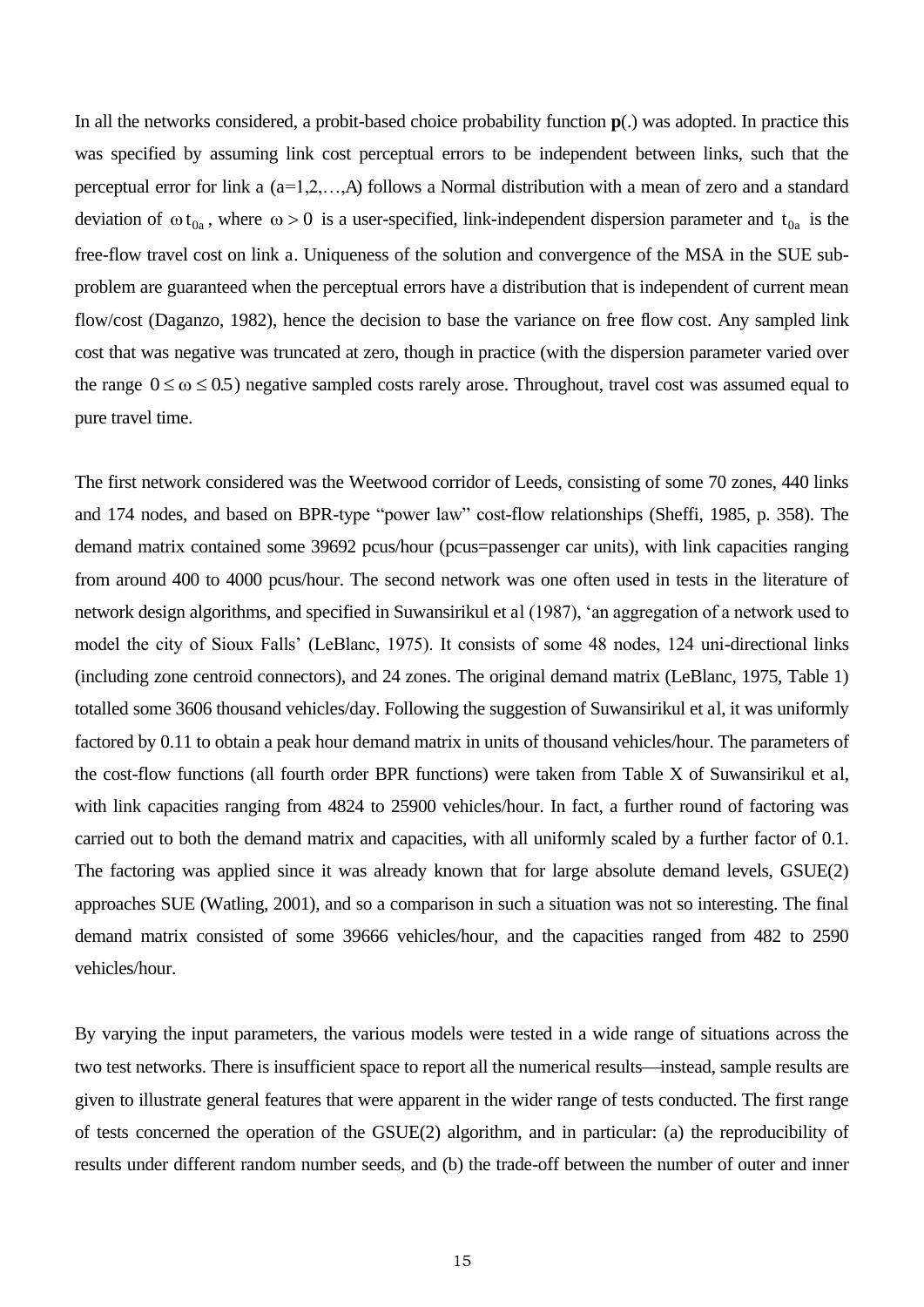In all the networks considered, a probit-based choice probability function **p**(.) was adopted. In practice this was specified by assuming link cost perceptual errors to be independent between links, such that the perceptual error for link a (a=1,2,…,A) follows a Normal distribution with a mean of zero and a standard deviation of $\omega t_{0a}$, where $\omega > 0$ is a user-specified, link-independent dispersion parameter and $t_{0a}$ is the free-flow travel cost on link a. Uniqueness of the solution and convergence of the MSA in the SUE sub-problem are guaranteed when the perceptual errors have a distribution that is independent of current mean flow/cost (Daganzo, 1982), hence the decision to base the variance on free flow cost. Any sampled link cost that was negative was truncated at zero, though in practice (with the dispersion parameter varied over the range $0 \leq \omega \leq 0.5$) negative sampled costs rarely arose. Throughout, travel cost was assumed equal to pure travel time.

The first network considered was the Weetwood corridor of Leeds, consisting of some 70 zones, 440 links and 174 nodes, and based on BPR-type "power law" cost-flow relationships (Sheffi, 1985, p. 358). The demand matrix contained some 39692 pcus/hour (pcus=passenger car units), with link capacities ranging from around 400 to 4000 pcus/hour. The second network was one often used in tests in the literature of network design algorithms, and specified in Suwansirikul et al (1987), 'an aggregation of a network used to model the city of Sioux Falls' (LeBlanc, 1975). It consists of some 48 nodes, 124 uni-directional links (including zone centroid connectors), and 24 zones. The original demand matrix (LeBlanc, 1975, Table 1) totalled some 3606 thousand vehicles/day. Following the suggestion of Suwansirikul et al, it was uniformly factored by 0.11 to obtain a peak hour demand matrix in units of thousand vehicles/hour. The parameters of the cost-flow functions (all fourth order BPR functions) were taken from Table X of Suwansirikul et al, with link capacities ranging from 4824 to 25900 vehicles/hour. In fact, a further round of factoring was carried out to both the demand matrix and capacities, with all uniformly scaled by a further factor of 0.1. The factoring was applied since it was already known that for large absolute demand levels, GSUE(2) approaches SUE (Watling, 2001), and so a comparison in such a situation was not so interesting. The final demand matrix consisted of some 39666 vehicles/hour, and the capacities ranged from 482 to 2590 vehicles/hour.

By varying the input parameters, the various models were tested in a wide range of situations across the two test networks. There is insufficient space to report all the numerical results—instead, sample results are given to illustrate general features that were apparent in the wider range of tests conducted. The first range of tests concerned the operation of the GSUE(2) algorithm, and in particular: (a) the reproducibility of results under different random number seeds, and (b) the trade-off between the number of outer and inner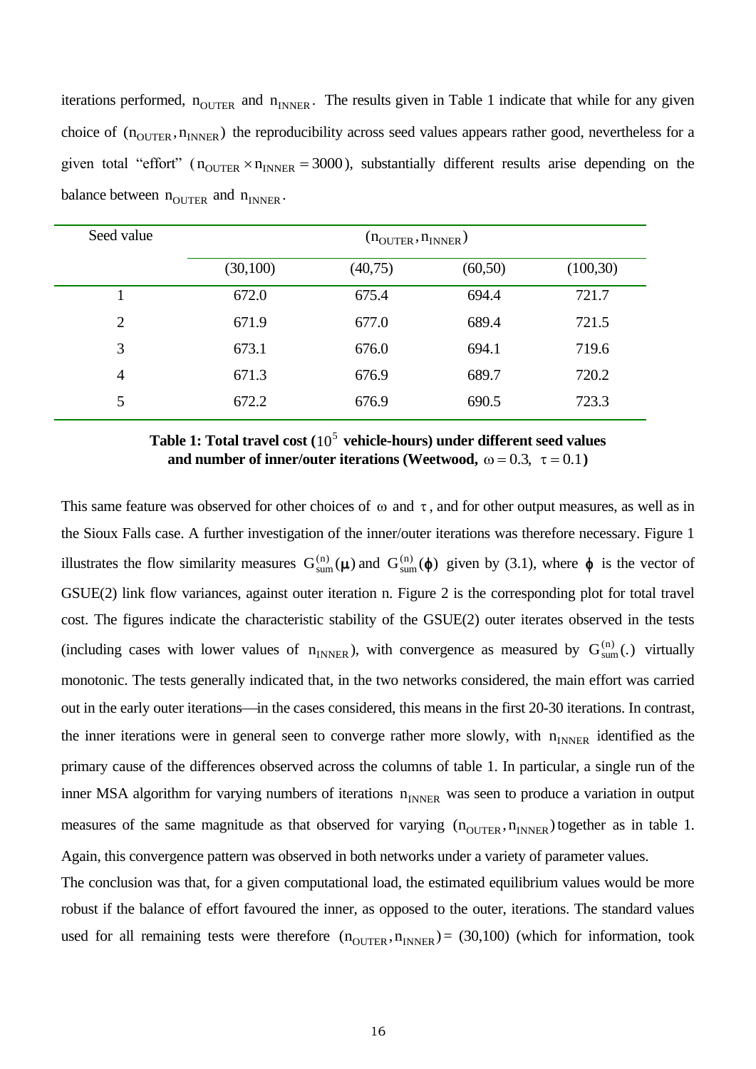iterations performed, $n_{OUTER}$ and $n_{INNER}$. The results given in Table 1 indicate that while for any given choice of $(n_{OUTER}, n_{INNER})$ the reproducibility across seed values appears rather good, nevertheless for a given total "effort" ($n_{OUTER} \times n_{INNER} = 3000$), substantially different results arise depending on the balance between $n_{OUTER}$ and $n_{INNER}$.

| Seed value | $(n_{OUTER}, n_{INNER})$ | | | |
|---|---|---|---|---|
| | (30,100) | (40,75) | (60,50) | (100,30) |
| 1 | 672.0 | 675.4 | 694.4 | 721.7 |
| 2 | 671.9 | 677.0 | 689.4 | 721.5 |
| 3 | 673.1 | 676.0 | 694.1 | 719.6 |
| 4 | 671.3 | 676.9 | 689.7 | 720.2 |
| 5 | 672.2 | 676.9 | 690.5 | 723.3 |

**Table 1: Total travel cost ($10^5$ vehicle-hours) under different seed values and number of inner/outer iterations (Weetwood, $\omega = 0.3,\ \tau = 0.1$)**

This same feature was observed for other choices of $\omega$ and $\tau$, and for other output measures, as well as in the Sioux Falls case. A further investigation of the inner/outer iterations was therefore necessary. Figure 1 illustrates the flow similarity measures $G^{(n)}_{sum}(\mu)$ and $G^{(n)}_{sum}(\phi)$ given by (3.1), where $\phi$ is the vector of GSUE(2) link flow variances, against outer iteration n. Figure 2 is the corresponding plot for total travel cost. The figures indicate the characteristic stability of the GSUE(2) outer iterates observed in the tests (including cases with lower values of $n_{INNER}$), with convergence as measured by $G^{(n)}_{sum}(.)$ virtually monotonic. The tests generally indicated that, in the two networks considered, the main effort was carried out in the early outer iterations—in the cases considered, this means in the first 20-30 iterations. In contrast, the inner iterations were in general seen to converge rather more slowly, with $n_{INNER}$ identified as the primary cause of the differences observed across the columns of table 1. In particular, a single run of the inner MSA algorithm for varying numbers of iterations $n_{INNER}$ was seen to produce a variation in output measures of the same magnitude as that observed for varying $(n_{OUTER}, n_{INNER})$ together as in table 1. Again, this convergence pattern was observed in both networks under a variety of parameter values.

The conclusion was that, for a given computational load, the estimated equilibrium values would be more robust if the balance of effort favoured the inner, as opposed to the outer, iterations. The standard values used for all remaining tests were therefore $(n_{OUTER}, n_{INNER})$ = (30,100) (which for information, took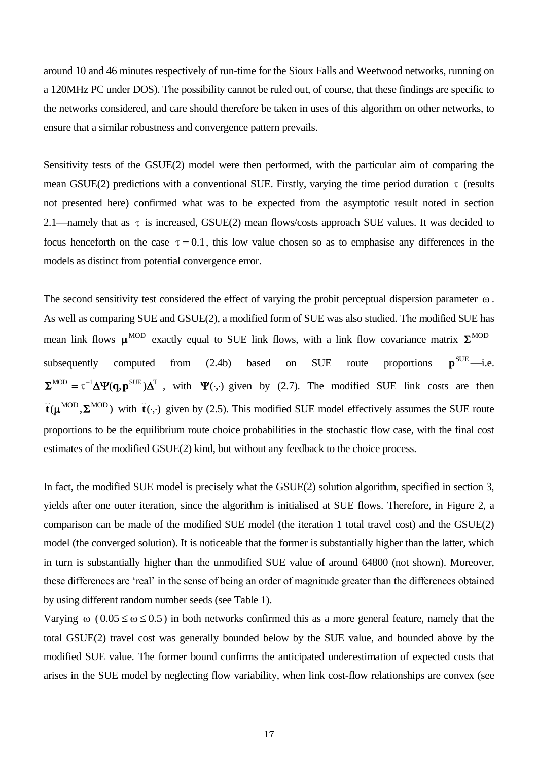around 10 and 46 minutes respectively of run-time for the Sioux Falls and Weetwood networks, running on a 120MHz PC under DOS). The possibility cannot be ruled out, of course, that these findings are specific to the networks considered, and care should therefore be taken in uses of this algorithm on other networks, to ensure that a similar robustness and convergence pattern prevails.

Sensitivity tests of the GSUE(2) model were then performed, with the particular aim of comparing the mean GSUE(2) predictions with a conventional SUE. Firstly, varying the time period duration $\tau$ (results not presented here) confirmed what was to be expected from the asymptotic result noted in section 2.1—namely that as $\tau$ is increased, GSUE(2) mean flows/costs approach SUE values. It was decided to focus henceforth on the case $\tau = 0.1$, this low value chosen so as to emphasise any differences in the models as distinct from potential convergence error.

The second sensitivity test considered the effect of varying the probit perceptual dispersion parameter $\omega$. As well as comparing SUE and GSUE(2), a modified form of SUE was also studied. The modified SUE has mean link flows $\boldsymbol{\mu}^{\mathrm{MOD}}$ exactly equal to SUE link flows, with a link flow covariance matrix $\boldsymbol{\Sigma}^{\mathrm{MOD}}$ subsequently computed from (2.4b) based on SUE route proportions $\mathbf{p}^{\mathrm{SUE}}$—i.e. $\boldsymbol{\Sigma}^{\mathrm{MOD}} = \tau^{-1}\boldsymbol{\Delta}\boldsymbol{\Psi}(\mathbf{q},\mathbf{p}^{\mathrm{SUE}})\boldsymbol{\Delta}^{\mathrm{T}}$, with $\boldsymbol{\Psi}(\cdot,\cdot)$ given by (2.7). The modified SUE link costs are then $\breve{\mathbf{t}}(\boldsymbol{\mu}^{\mathrm{MOD}},\boldsymbol{\Sigma}^{\mathrm{MOD}})$ with $\breve{\mathbf{t}}(\cdot,\cdot)$ given by (2.5). This modified SUE model effectively assumes the SUE route proportions to be the equilibrium route choice probabilities in the stochastic flow case, with the final cost estimates of the modified GSUE(2) kind, but without any feedback to the choice process.

In fact, the modified SUE model is precisely what the GSUE(2) solution algorithm, specified in section 3, yields after one outer iteration, since the algorithm is initialised at SUE flows. Therefore, in Figure 2, a comparison can be made of the modified SUE model (the iteration 1 total travel cost) and the GSUE(2) model (the converged solution). It is noticeable that the former is substantially higher than the latter, which in turn is substantially higher than the unmodified SUE value of around 64800 (not shown). Moreover, these differences are 'real' in the sense of being an order of magnitude greater than the differences obtained by using different random number seeds (see Table 1).

Varying $\omega$ ($0.05 \leq \omega \leq 0.5$) in both networks confirmed this as a more general feature, namely that the total GSUE(2) travel cost was generally bounded below by the SUE value, and bounded above by the modified SUE value. The former bound confirms the anticipated underestimation of expected costs that arises in the SUE model by neglecting flow variability, when link cost-flow relationships are convex (see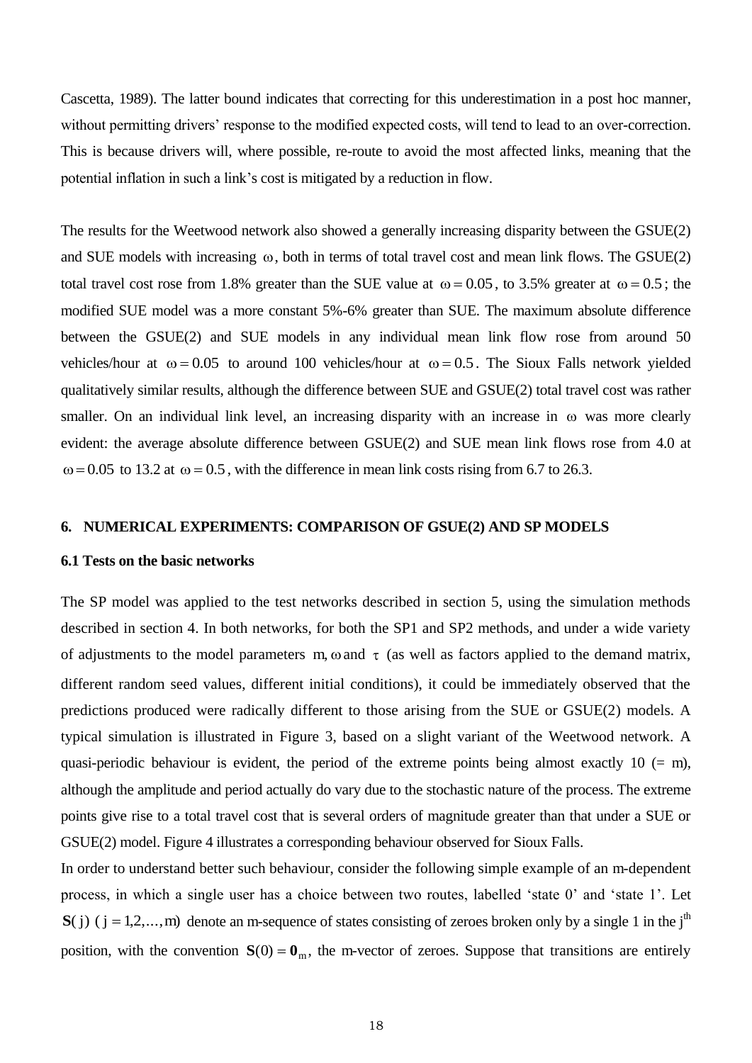Cascetta, 1989). The latter bound indicates that correcting for this underestimation in a post hoc manner, without permitting drivers' response to the modified expected costs, will tend to lead to an over-correction. This is because drivers will, where possible, re-route to avoid the most affected links, meaning that the potential inflation in such a link's cost is mitigated by a reduction in flow.

The results for the Weetwood network also showed a generally increasing disparity between the GSUE(2) and SUE models with increasing $\omega$, both in terms of total travel cost and mean link flows. The GSUE(2) total travel cost rose from 1.8% greater than the SUE value at $\omega = 0.05$, to 3.5% greater at $\omega = 0.5$; the modified SUE model was a more constant 5%-6% greater than SUE. The maximum absolute difference between the GSUE(2) and SUE models in any individual mean link flow rose from around 50 vehicles/hour at $\omega = 0.05$ to around 100 vehicles/hour at $\omega = 0.5$. The Sioux Falls network yielded qualitatively similar results, although the difference between SUE and GSUE(2) total travel cost was rather smaller. On an individual link level, an increasing disparity with an increase in $\omega$ was more clearly evident: the average absolute difference between GSUE(2) and SUE mean link flows rose from 4.0 at $\omega = 0.05$ to 13.2 at $\omega = 0.5$, with the difference in mean link costs rising from 6.7 to 26.3.

## 6. NUMERICAL EXPERIMENTS: COMPARISON OF GSUE(2) AND SP MODELS

### 6.1 Tests on the basic networks

The SP model was applied to the test networks described in section 5, using the simulation methods described in section 4. In both networks, for both the SP1 and SP2 methods, and under a wide variety of adjustments to the model parameters $m, \omega$ and $\tau$ (as well as factors applied to the demand matrix, different random seed values, different initial conditions), it could be immediately observed that the predictions produced were radically different to those arising from the SUE or GSUE(2) models. A typical simulation is illustrated in Figure 3, based on a slight variant of the Weetwood network. A quasi-periodic behaviour is evident, the period of the extreme points being almost exactly 10 (= m), although the amplitude and period actually do vary due to the stochastic nature of the process. The extreme points give rise to a total travel cost that is several orders of magnitude greater than that under a SUE or GSUE(2) model. Figure 4 illustrates a corresponding behaviour observed for Sioux Falls.

In order to understand better such behaviour, consider the following simple example of an m-dependent process, in which a single user has a choice between two routes, labelled 'state 0' and 'state 1'. Let $\mathbf{S}(j)$ $(j = 1,2,\ldots,m)$ denote an m-sequence of states consisting of zeroes broken only by a single 1 in the $j^{\text{th}}$ position, with the convention $\mathbf{S}(0) = \mathbf{0}_m$, the m-vector of zeroes. Suppose that transitions are entirely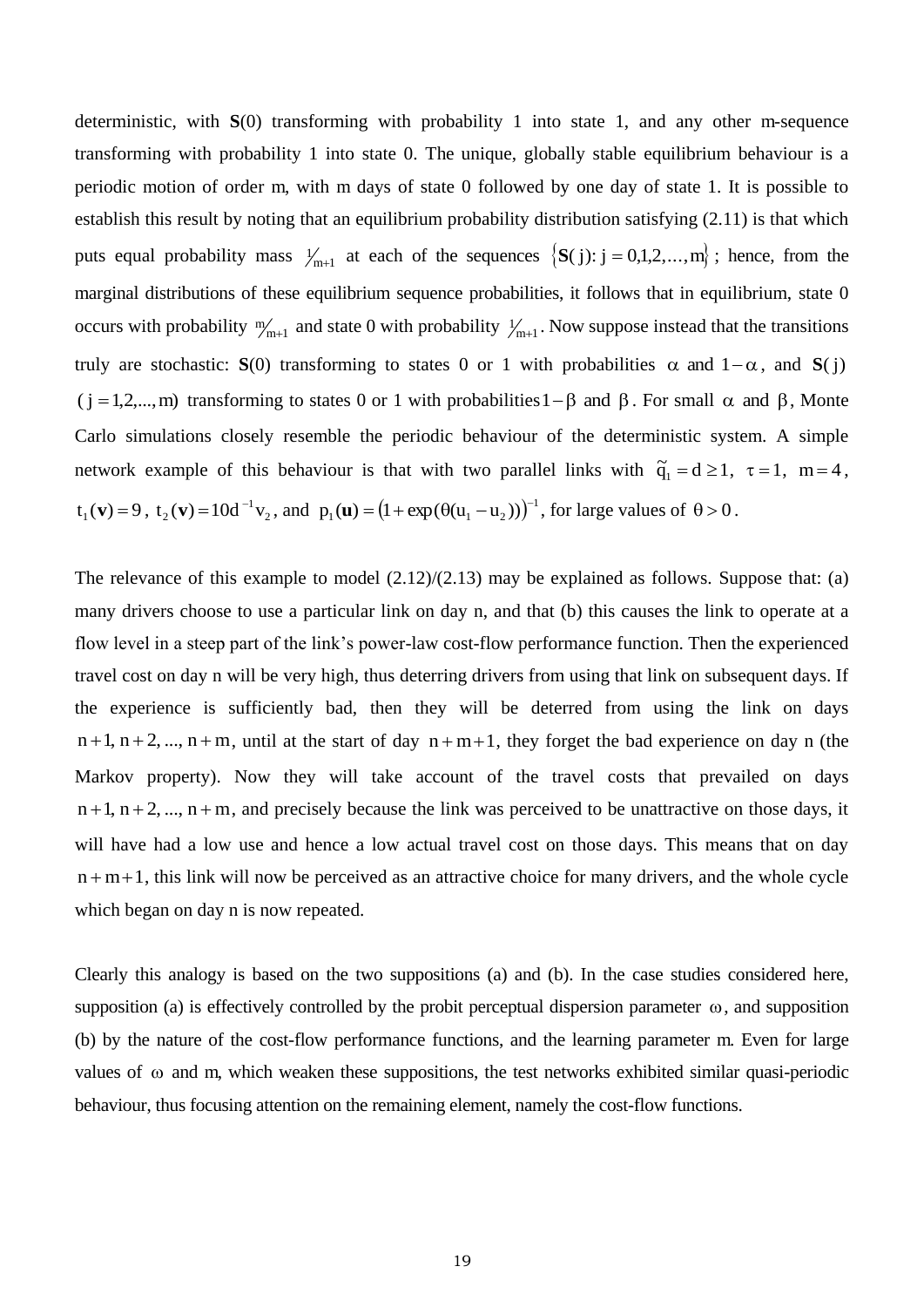deterministic, with **S**(0) transforming with probability 1 into state 1, and any other m-sequence transforming with probability 1 into state 0. The unique, globally stable equilibrium behaviour is a periodic motion of order m, with m days of state 0 followed by one day of state 1. It is possible to establish this result by noting that an equilibrium probability distribution satisfying (2.11) is that which puts equal probability mass $1/_{m+1}$ at each of the sequences $\{\mathbf{S}(j): j = 0,1,2,\ldots,m\}$; hence, from the marginal distributions of these equilibrium sequence probabilities, it follows that in equilibrium, state 0 occurs with probability $m/_{m+1}$ and state 0 with probability $1/_{m+1}$. Now suppose instead that the transitions truly are stochastic: **S**(0) transforming to states 0 or 1 with probabilities $\alpha$ and $1-\alpha$, and $\mathbf{S}(j)$ $(j = 1,2,...,m)$ transforming to states 0 or 1 with probabilities $1-\beta$ and $\beta$. For small $\alpha$ and $\beta$, Monte Carlo simulations closely resemble the periodic behaviour of the deterministic system. A simple network example of this behaviour is that with two parallel links with $\tilde{q}_1 = d \geq 1$, $\tau = 1$, $m = 4$, $t_1(\mathbf{v}) = 9$, $t_2(\mathbf{v}) = 10d^{-1}v_2$, and $p_1(\mathbf{u}) = (1 + \exp(\theta(u_1 - u_2)))^{-1}$, for large values of $\theta > 0$.

The relevance of this example to model (2.12)/(2.13) may be explained as follows. Suppose that: (a) many drivers choose to use a particular link on day n, and that (b) this causes the link to operate at a flow level in a steep part of the link's power-law cost-flow performance function. Then the experienced travel cost on day n will be very high, thus deterring drivers from using that link on subsequent days. If the experience is sufficiently bad, then they will be deterred from using the link on days $n+1, n+2, ..., n+m$, until at the start of day $n+m+1$, they forget the bad experience on day n (the Markov property). Now they will take account of the travel costs that prevailed on days $n+1, n+2, ..., n+m$, and precisely because the link was perceived to be unattractive on those days, it will have had a low use and hence a low actual travel cost on those days. This means that on day $n+m+1$, this link will now be perceived as an attractive choice for many drivers, and the whole cycle which began on day n is now repeated.

Clearly this analogy is based on the two suppositions (a) and (b). In the case studies considered here, supposition (a) is effectively controlled by the probit perceptual dispersion parameter $\omega$, and supposition (b) by the nature of the cost-flow performance functions, and the learning parameter m. Even for large values of $\omega$ and m, which weaken these suppositions, the test networks exhibited similar quasi-periodic behaviour, thus focusing attention on the remaining element, namely the cost-flow functions.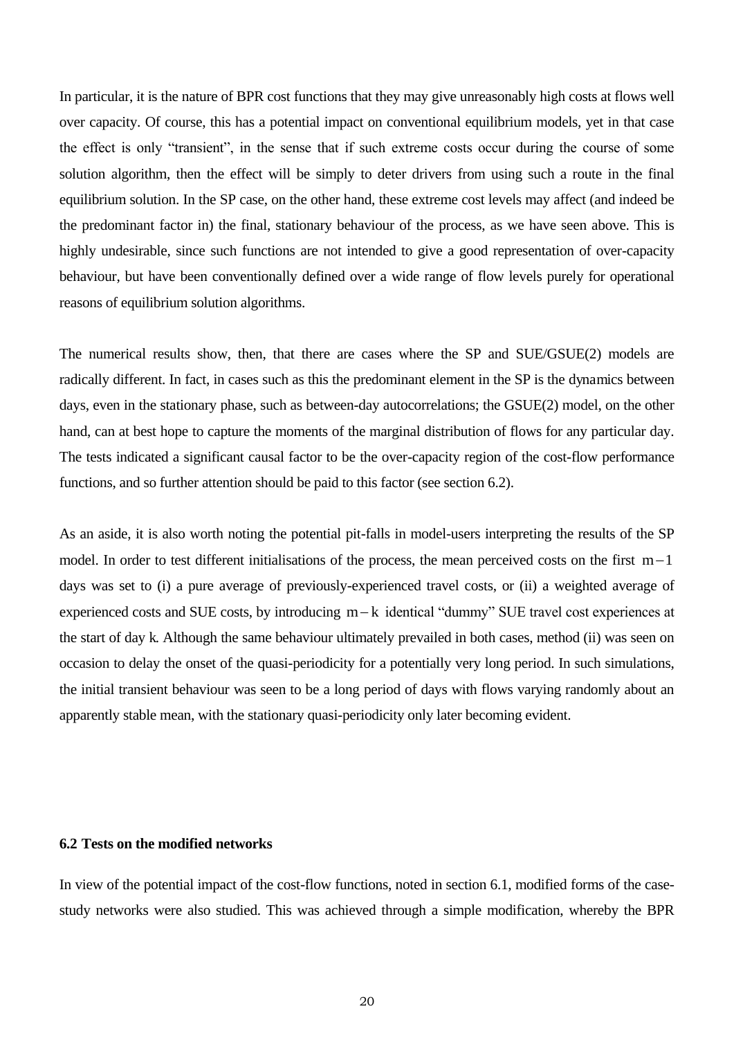In particular, it is the nature of BPR cost functions that they may give unreasonably high costs at flows well over capacity. Of course, this has a potential impact on conventional equilibrium models, yet in that case the effect is only "transient", in the sense that if such extreme costs occur during the course of some solution algorithm, then the effect will be simply to deter drivers from using such a route in the final equilibrium solution. In the SP case, on the other hand, these extreme cost levels may affect (and indeed be the predominant factor in) the final, stationary behaviour of the process, as we have seen above. This is highly undesirable, since such functions are not intended to give a good representation of over-capacity behaviour, but have been conventionally defined over a wide range of flow levels purely for operational reasons of equilibrium solution algorithms.

The numerical results show, then, that there are cases where the SP and SUE/GSUE(2) models are radically different. In fact, in cases such as this the predominant element in the SP is the dynamics between days, even in the stationary phase, such as between-day autocorrelations; the GSUE(2) model, on the other hand, can at best hope to capture the moments of the marginal distribution of flows for any particular day. The tests indicated a significant causal factor to be the over-capacity region of the cost-flow performance functions, and so further attention should be paid to this factor (see section 6.2).

As an aside, it is also worth noting the potential pit-falls in model-users interpreting the results of the SP model. In order to test different initialisations of the process, the mean perceived costs on the first $m-1$ days was set to (i) a pure average of previously-experienced travel costs, or (ii) a weighted average of experienced costs and SUE costs, by introducing $m-k$ identical "dummy" SUE travel cost experiences at the start of day k. Although the same behaviour ultimately prevailed in both cases, method (ii) was seen on occasion to delay the onset of the quasi-periodicity for a potentially very long period. In such simulations, the initial transient behaviour was seen to be a long period of days with flows varying randomly about an apparently stable mean, with the stationary quasi-periodicity only later becoming evident.

### 6.2 Tests on the modified networks

In view of the potential impact of the cost-flow functions, noted in section 6.1, modified forms of the case-study networks were also studied. This was achieved through a simple modification, whereby the BPR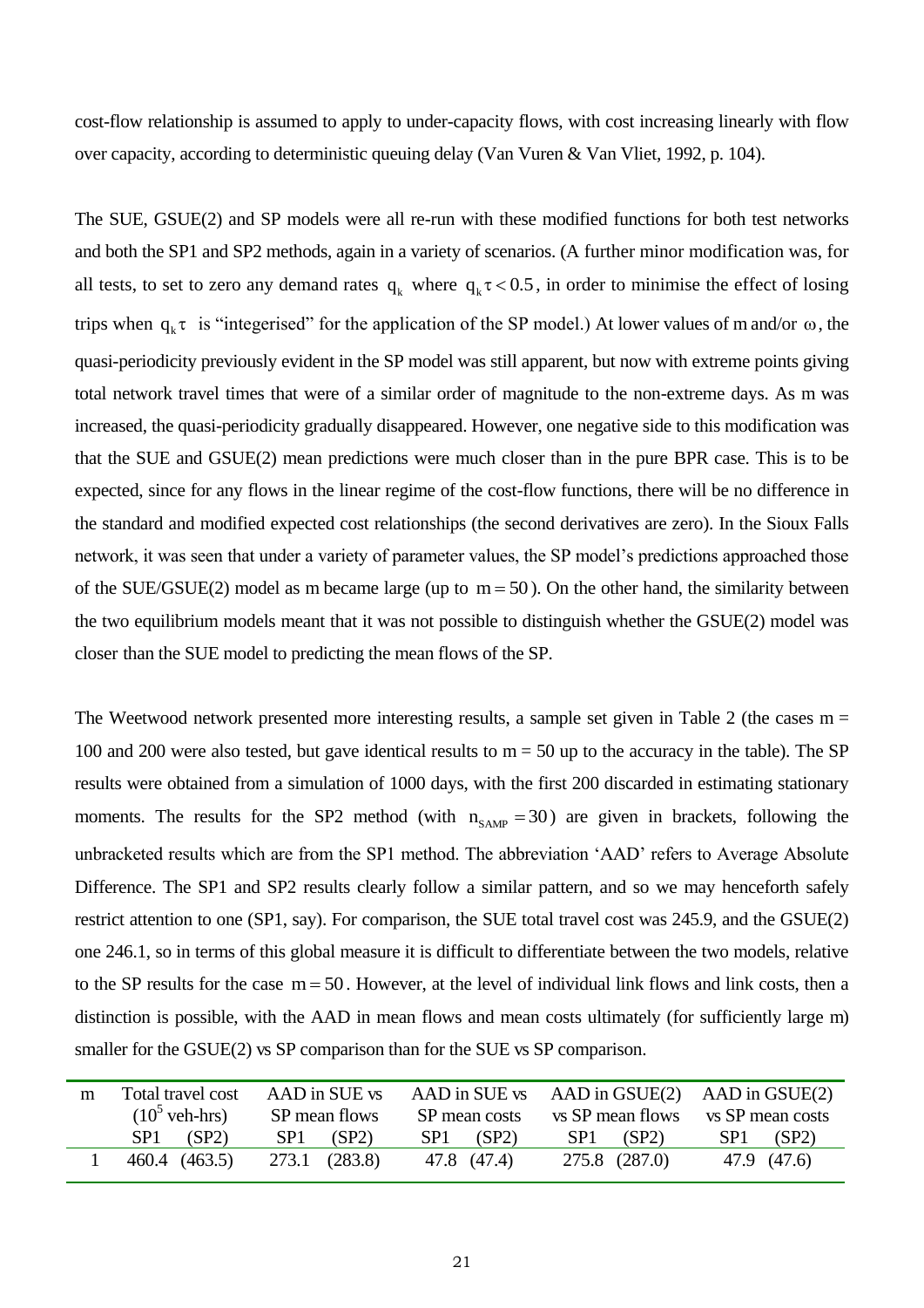cost-flow relationship is assumed to apply to under-capacity flows, with cost increasing linearly with flow over capacity, according to deterministic queuing delay (Van Vuren & Van Vliet, 1992, p. 104).

The SUE, GSUE(2) and SP models were all re-run with these modified functions for both test networks and both the SP1 and SP2 methods, again in a variety of scenarios. (A further minor modification was, for all tests, to set to zero any demand rates $q_k$ where $q_k \tau < 0.5$, in order to minimise the effect of losing trips when $q_k \tau$ is "integerised" for the application of the SP model.) At lower values of m and/or $\omega$, the quasi-periodicity previously evident in the SP model was still apparent, but now with extreme points giving total network travel times that were of a similar order of magnitude to the non-extreme days. As m was increased, the quasi-periodicity gradually disappeared. However, one negative side to this modification was that the SUE and GSUE(2) mean predictions were much closer than in the pure BPR case. This is to be expected, since for any flows in the linear regime of the cost-flow functions, there will be no difference in the standard and modified expected cost relationships (the second derivatives are zero). In the Sioux Falls network, it was seen that under a variety of parameter values, the SP model's predictions approached those of the SUE/GSUE(2) model as m became large (up to $m = 50$). On the other hand, the similarity between the two equilibrium models meant that it was not possible to distinguish whether the GSUE(2) model was closer than the SUE model to predicting the mean flows of the SP.

The Weetwood network presented more interesting results, a sample set given in Table 2 (the cases m = 100 and 200 were also tested, but gave identical results to m = 50 up to the accuracy in the table). The SP results were obtained from a simulation of 1000 days, with the first 200 discarded in estimating stationary moments. The results for the SP2 method (with $n_{SAMP} = 30$) are given in brackets, following the unbracketed results which are from the SP1 method. The abbreviation 'AAD' refers to Average Absolute Difference. The SP1 and SP2 results clearly follow a similar pattern, and so we may henceforth safely restrict attention to one (SP1, say). For comparison, the SUE total travel cost was 245.9, and the GSUE(2) one 246.1, so in terms of this global measure it is difficult to differentiate between the two models, relative to the SP results for the case $m = 50$. However, at the level of individual link flows and link costs, then a distinction is possible, with the AAD in mean flows and mean costs ultimately (for sufficiently large m) smaller for the GSUE(2) vs SP comparison than for the SUE vs SP comparison.

| m | Total travel cost ($10^5$ veh-hrs) SP1 (SP2) | AAD in SUE vs SP mean flows SP1 (SP2) | AAD in SUE vs SP mean costs SP1 (SP2) | AAD in GSUE(2) vs SP mean flows SP1 (SP2) | AAD in GSUE(2) vs SP mean costs SP1 (SP2) |
|---|---|---|---|---|---|
| 1 | 460.4 (463.5) | 273.1 (283.8) | 47.8 (47.4) | 275.8 (287.0) | 47.9 (47.6) |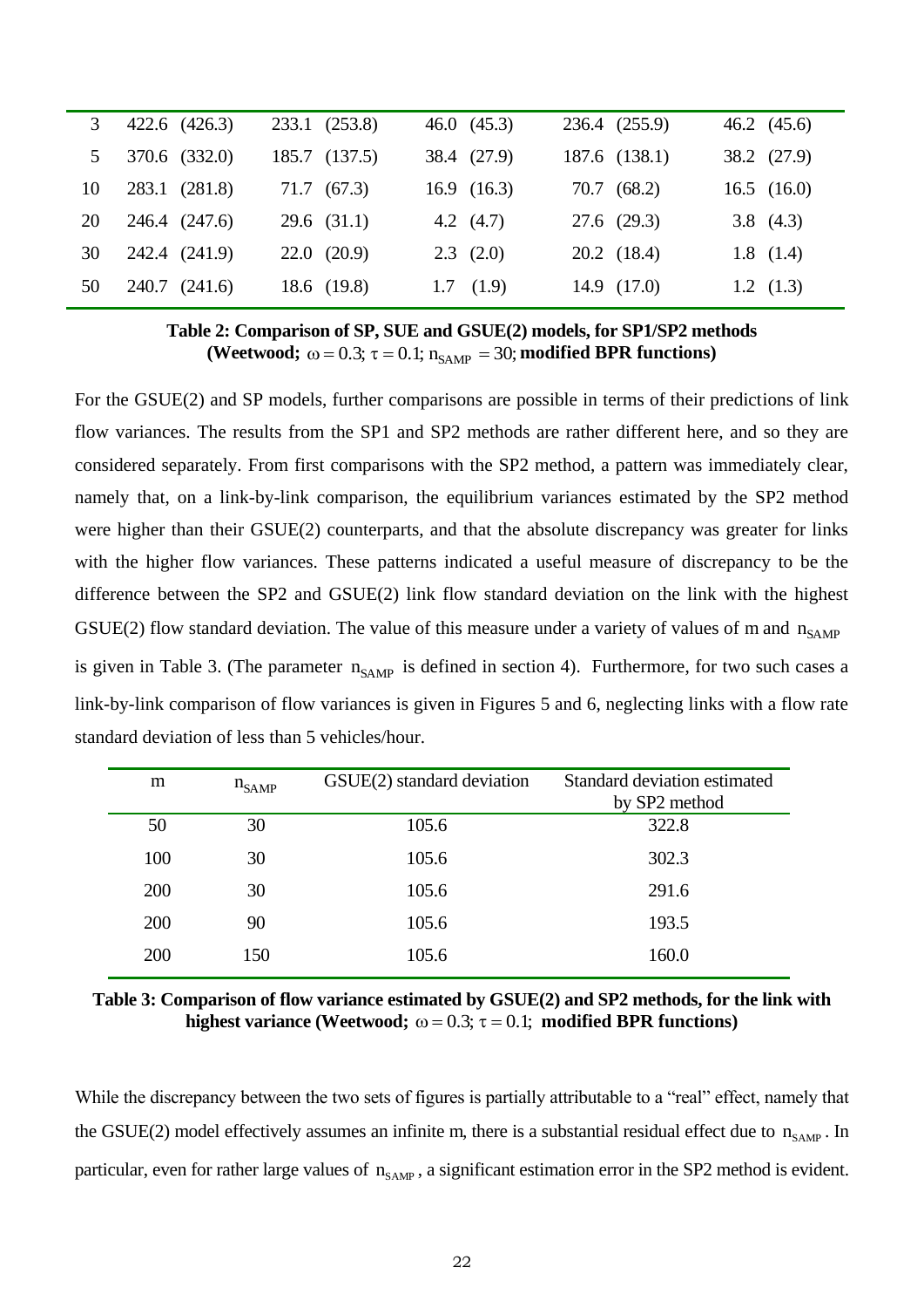| | | | | | |
|---|---|---|---|---|---|
| 3 | 422.6 (426.3) | 233.1 (253.8) | 46.0 (45.3) | 236.4 (255.9) | 46.2 (45.6) |
| 5 | 370.6 (332.0) | 185.7 (137.5) | 38.4 (27.9) | 187.6 (138.1) | 38.2 (27.9) |
| 10 | 283.1 (281.8) | 71.7 (67.3) | 16.9 (16.3) | 70.7 (68.2) | 16.5 (16.0) |
| 20 | 246.4 (247.6) | 29.6 (31.1) | 4.2 (4.7) | 27.6 (29.3) | 3.8 (4.3) |
| 30 | 242.4 (241.9) | 22.0 (20.9) | 2.3 (2.0) | 20.2 (18.4) | 1.8 (1.4) |
| 50 | 240.7 (241.6) | 18.6 (19.8) | 1.7 (1.9) | 14.9 (17.0) | 1.2 (1.3) |

**Table 2: Comparison of SP, SUE and GSUE(2) models, for SP1/SP2 methods (Weetwood; $\omega = 0.3$; $\tau = 0.1$; $n_{SAMP} = 30$; modified BPR functions)**

For the GSUE(2) and SP models, further comparisons are possible in terms of their predictions of link flow variances. The results from the SP1 and SP2 methods are rather different here, and so they are considered separately. From first comparisons with the SP2 method, a pattern was immediately clear, namely that, on a link-by-link comparison, the equilibrium variances estimated by the SP2 method were higher than their GSUE(2) counterparts, and that the absolute discrepancy was greater for links with the higher flow variances. These patterns indicated a useful measure of discrepancy to be the difference between the SP2 and GSUE(2) link flow standard deviation on the link with the highest GSUE(2) flow standard deviation. The value of this measure under a variety of values of m and $n_{SAMP}$ is given in Table 3. (The parameter $n_{SAMP}$ is defined in section 4). Furthermore, for two such cases a link-by-link comparison of flow variances is given in Figures 5 and 6, neglecting links with a flow rate standard deviation of less than 5 vehicles/hour.

| m | $n_{SAMP}$ | GSUE(2) standard deviation | Standard deviation estimated by SP2 method |
|---|---|---|---|
| 50 | 30 | 105.6 | 322.8 |
| 100 | 30 | 105.6 | 302.3 |
| 200 | 30 | 105.6 | 291.6 |
| 200 | 90 | 105.6 | 193.5 |
| 200 | 150 | 105.6 | 160.0 |

**Table 3: Comparison of flow variance estimated by GSUE(2) and SP2 methods, for the link with highest variance (Weetwood; $\omega = 0.3$; $\tau = 0.1$; modified BPR functions)**

While the discrepancy between the two sets of figures is partially attributable to a "real" effect, namely that the GSUE(2) model effectively assumes an infinite m, there is a substantial residual effect due to $n_{SAMP}$. In particular, even for rather large values of $n_{SAMP}$, a significant estimation error in the SP2 method is evident.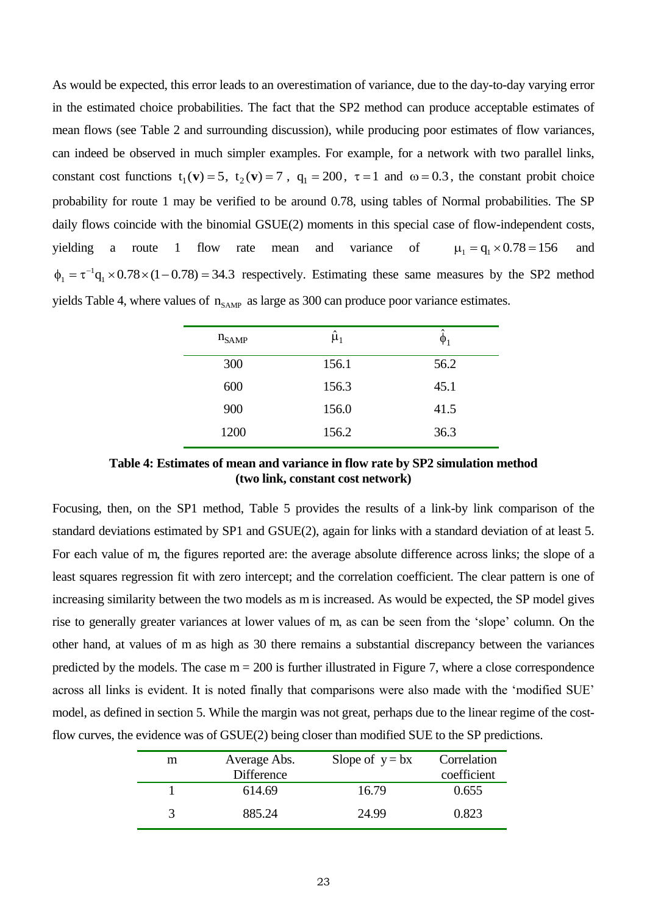As would be expected, this error leads to an overestimation of variance, due to the day-to-day varying error in the estimated choice probabilities. The fact that the SP2 method can produce acceptable estimates of mean flows (see Table 2 and surrounding discussion), while producing poor estimates of flow variances, can indeed be observed in much simpler examples. For example, for a network with two parallel links, constant cost functions $t_1(\mathbf{v}) = 5,\ t_2(\mathbf{v}) = 7$, $q_1 = 200$, $\tau = 1$ and $\omega = 0.3$, the constant probit choice probability for route 1 may be verified to be around 0.78, using tables of Normal probabilities. The SP daily flows coincide with the binomial GSUE(2) moments in this special case of flow-independent costs, yielding a route 1 flow rate mean and variance of $\mu_1 = q_1 \times 0.78 = 156$ and $\phi_1 = \tau^{-1} q_1 \times 0.78 \times (1 - 0.78) = 34.3$ respectively. Estimating these same measures by the SP2 method yields Table 4, where values of $n_{SAMP}$ as large as 300 can produce poor variance estimates.

| $n_{SAMP}$ | $\hat{\mu}_1$ | $\hat{\phi}_1$ |
|---|---|---|
| 300 | 156.1 | 56.2 |
| 600 | 156.3 | 45.1 |
| 900 | 156.0 | 41.5 |
| 1200 | 156.2 | 36.3 |

**Table 4: Estimates of mean and variance in flow rate by SP2 simulation method (two link, constant cost network)**

Focusing, then, on the SP1 method, Table 5 provides the results of a link-by link comparison of the standard deviations estimated by SP1 and GSUE(2), again for links with a standard deviation of at least 5. For each value of m, the figures reported are: the average absolute difference across links; the slope of a least squares regression fit with zero intercept; and the correlation coefficient. The clear pattern is one of increasing similarity between the two models as m is increased. As would be expected, the SP model gives rise to generally greater variances at lower values of m, as can be seen from the 'slope' column. On the other hand, at values of m as high as 30 there remains a substantial discrepancy between the variances predicted by the models. The case m = 200 is further illustrated in Figure 7, where a close correspondence across all links is evident. It is noted finally that comparisons were also made with the 'modified SUE' model, as defined in section 5. While the margin was not great, perhaps due to the linear regime of the cost-flow curves, the evidence was of GSUE(2) being closer than modified SUE to the SP predictions.

| m | Average Abs. Difference | Slope of $y = bx$ | Correlation coefficient |
|---|---|---|---|
| 1 | 614.69 | 16.79 | 0.655 |
| 3 | 885.24 | 24.99 | 0.823 |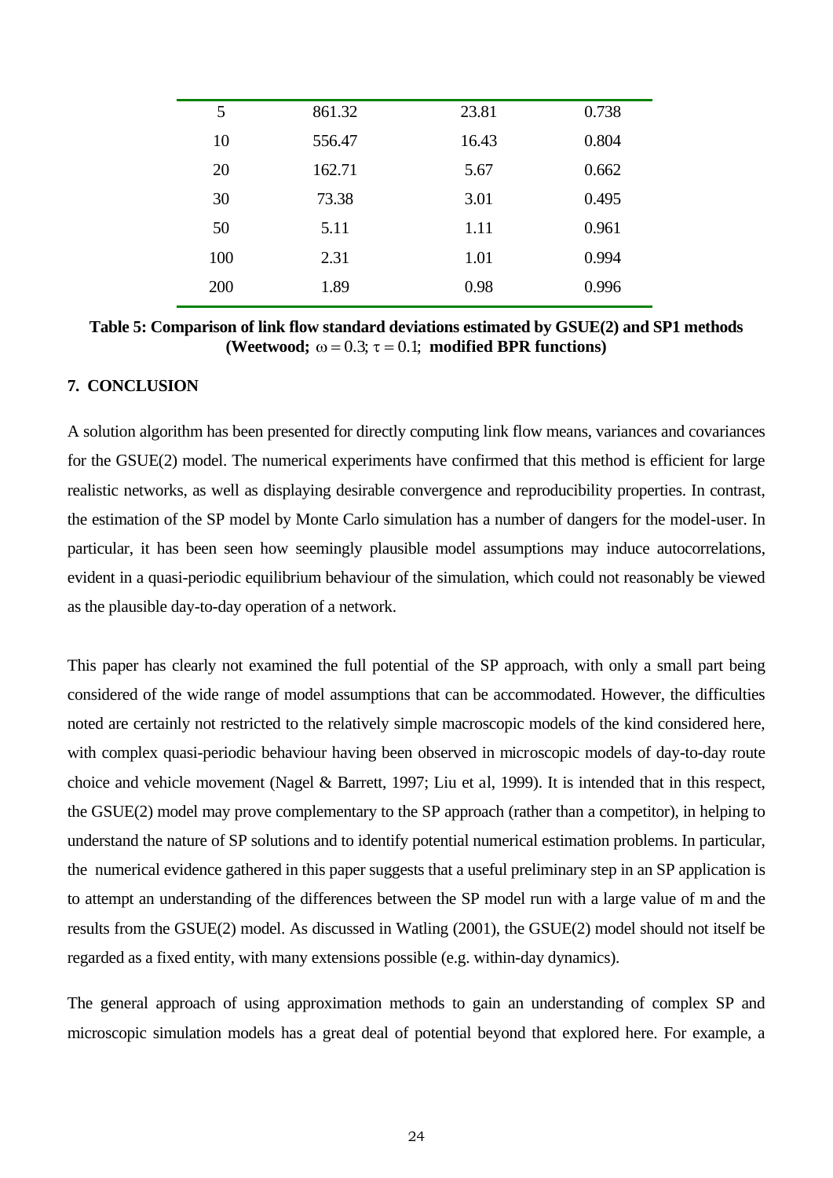| | | | |
|---|---|---|---|
| 5 | 861.32 | 23.81 | 0.738 |
| 10 | 556.47 | 16.43 | 0.804 |
| 20 | 162.71 | 5.67 | 0.662 |
| 30 | 73.38 | 3.01 | 0.495 |
| 50 | 5.11 | 1.11 | 0.961 |
| 100 | 2.31 | 1.01 | 0.994 |
| 200 | 1.89 | 0.98 | 0.996 |

**Table 5: Comparison of link flow standard deviations estimated by GSUE(2) and SP1 methods (Weetwood; $\omega = 0.3$; $\tau = 0.1$; modified BPR functions)**

## 7. CONCLUSION

A solution algorithm has been presented for directly computing link flow means, variances and covariances for the GSUE(2) model. The numerical experiments have confirmed that this method is efficient for large realistic networks, as well as displaying desirable convergence and reproducibility properties. In contrast, the estimation of the SP model by Monte Carlo simulation has a number of dangers for the model-user. In particular, it has been seen how seemingly plausible model assumptions may induce autocorrelations, evident in a quasi-periodic equilibrium behaviour of the simulation, which could not reasonably be viewed as the plausible day-to-day operation of a network.

This paper has clearly not examined the full potential of the SP approach, with only a small part being considered of the wide range of model assumptions that can be accommodated. However, the difficulties noted are certainly not restricted to the relatively simple macroscopic models of the kind considered here, with complex quasi-periodic behaviour having been observed in microscopic models of day-to-day route choice and vehicle movement (Nagel & Barrett, 1997; Liu et al, 1999). It is intended that in this respect, the GSUE(2) model may prove complementary to the SP approach (rather than a competitor), in helping to understand the nature of SP solutions and to identify potential numerical estimation problems. In particular, the numerical evidence gathered in this paper suggests that a useful preliminary step in an SP application is to attempt an understanding of the differences between the SP model run with a large value of m and the results from the GSUE(2) model. As discussed in Watling (2001), the GSUE(2) model should not itself be regarded as a fixed entity, with many extensions possible (e.g. within-day dynamics).

The general approach of using approximation methods to gain an understanding of complex SP and microscopic simulation models has a great deal of potential beyond that explored here. For example, a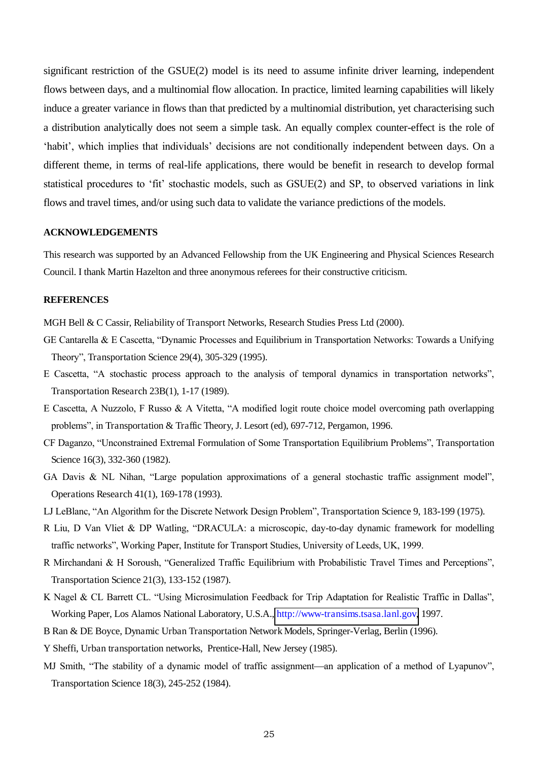significant restriction of the GSUE(2) model is its need to assume infinite driver learning, independent flows between days, and a multinomial flow allocation. In practice, limited learning capabilities will likely induce a greater variance in flows than that predicted by a multinomial distribution, yet characterising such a distribution analytically does not seem a simple task. An equally complex counter-effect is the role of 'habit', which implies that individuals' decisions are not conditionally independent between days. On a different theme, in terms of real-life applications, there would be benefit in research to develop formal statistical procedures to 'fit' stochastic models, such as GSUE(2) and SP, to observed variations in link flows and travel times, and/or using such data to validate the variance predictions of the models.

## ACKNOWLEDGEMENTS

This research was supported by an Advanced Fellowship from the UK Engineering and Physical Sciences Research Council. I thank Martin Hazelton and three anonymous referees for their constructive criticism.

## REFERENCES

MGH Bell & C Cassir, Reliability of Transport Networks, Research Studies Press Ltd (2000).

GE Cantarella & E Cascetta, "Dynamic Processes and Equilibrium in Transportation Networks: Towards a Unifying Theory", Transportation Science 29(4), 305-329 (1995).

E Cascetta, "A stochastic process approach to the analysis of temporal dynamics in transportation networks", Transportation Research 23B(1), 1-17 (1989).

E Cascetta, A Nuzzolo, F Russo & A Vitetta, "A modified logit route choice model overcoming path overlapping problems", in Transportation & Traffic Theory, J. Lesort (ed), 697-712, Pergamon, 1996.

CF Daganzo, "Unconstrained Extremal Formulation of Some Transportation Equilibrium Problems", Transportation Science 16(3), 332-360 (1982).

GA Davis & NL Nihan, "Large population approximations of a general stochastic traffic assignment model", Operations Research 41(1), 169-178 (1993).

LJ LeBlanc, "An Algorithm for the Discrete Network Design Problem", Transportation Science 9, 183-199 (1975).

R Liu, D Van Vliet & DP Watling, "DRACULA: a microscopic, day-to-day dynamic framework for modelling traffic networks", Working Paper, Institute for Transport Studies, University of Leeds, UK, 1999.

R Mirchandani & H Soroush, "Generalized Traffic Equilibrium with Probabilistic Travel Times and Perceptions", Transportation Science 21(3), 133-152 (1987).

K Nagel & CL Barrett CL. "Using Microsimulation Feedback for Trip Adaptation for Realistic Traffic in Dallas", Working Paper, Los Alamos National Laboratory, U.S.A., http://www-transims.tsasa.lanl.gov, 1997.

B Ran & DE Boyce, Dynamic Urban Transportation Network Models, Springer-Verlag, Berlin (1996).

Y Sheffi, Urban transportation networks, Prentice-Hall, New Jersey (1985).

MJ Smith, "The stability of a dynamic model of traffic assignment—an application of a method of Lyapunov", Transportation Science 18(3), 245-252 (1984).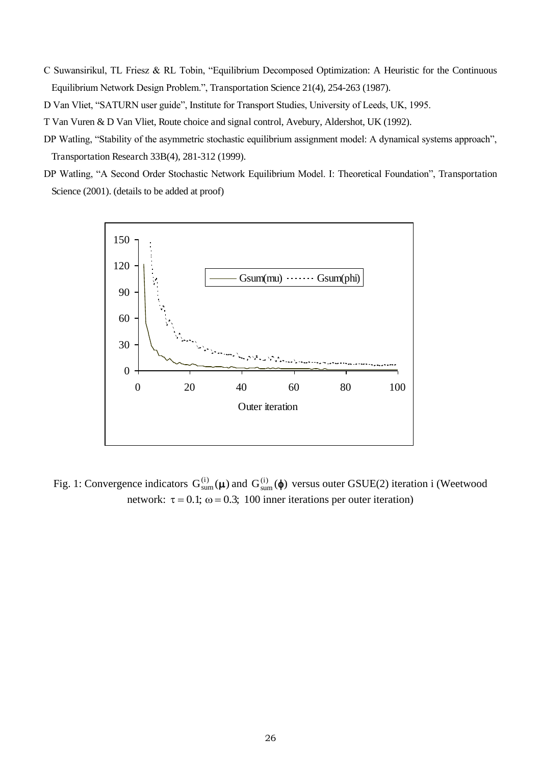C Suwansirikul, TL Friesz & RL Tobin, "Equilibrium Decomposed Optimization: A Heuristic for the Continuous Equilibrium Network Design Problem.", Transportation Science 21(4), 254-263 (1987).

D Van Vliet, "SATURN user guide", Institute for Transport Studies, University of Leeds, UK, 1995.

T Van Vuren & D Van Vliet, Route choice and signal control, Avebury, Aldershot, UK (1992).

DP Watling, "Stability of the asymmetric stochastic equilibrium assignment model: A dynamical systems approach", Transportation Research 33B(4), 281-312 (1999).

DP Watling, "A Second Order Stochastic Network Equilibrium Model. I: Theoretical Foundation", Transportation Science (2001). (details to be added at proof)

Fig. 1: Convergence indicators $G_{sum}^{(i)}(\boldsymbol{\mu})$ and $G_{sum}^{(i)}(\boldsymbol{\varphi})$ versus outer GSUE(2) iteration i (Weetwood network: $\tau = 0.1$; $\omega = 0.3$; 100 inner iterations per outer iteration)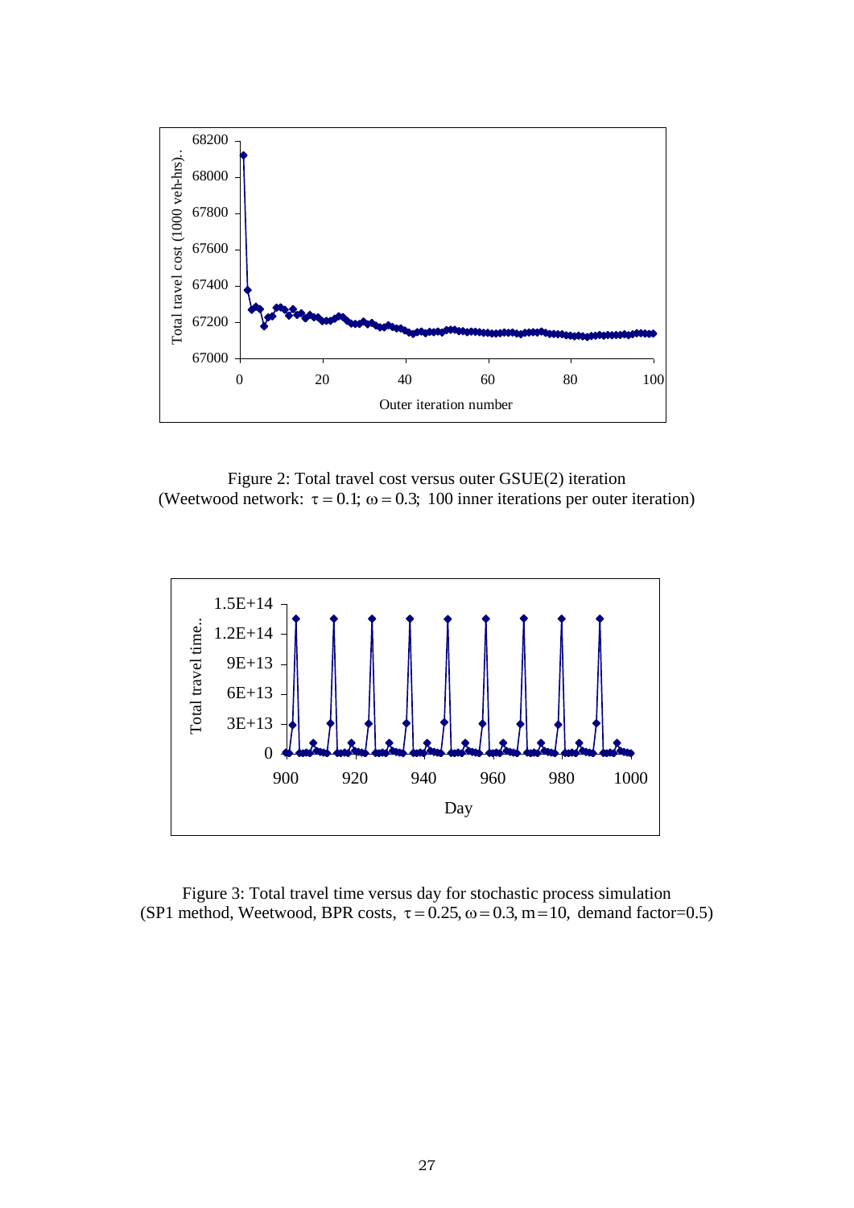Total travel cost (1000 veh-hrs)..

68200
68000
67800
67600
67400
67200
67000

0
20
40
60
80
100

Outer iteration number

Figure 2: Total travel cost versus outer GSUE(2) iteration
(Weetwood network: $\tau = 0.1$; $\omega = 0.3$; 100 inner iterations per outer iteration)

Total travel time..

1.5E+14
1.2E+14
9E+13
6E+13
3E+13
0

900
920
940
960
980
1000

Day

Figure 3: Total travel time versus day for stochastic process simulation
(SP1 method, Weetwood, BPR costs, $\tau = 0.25, \omega = 0.3, m = 10$, demand factor=0.5)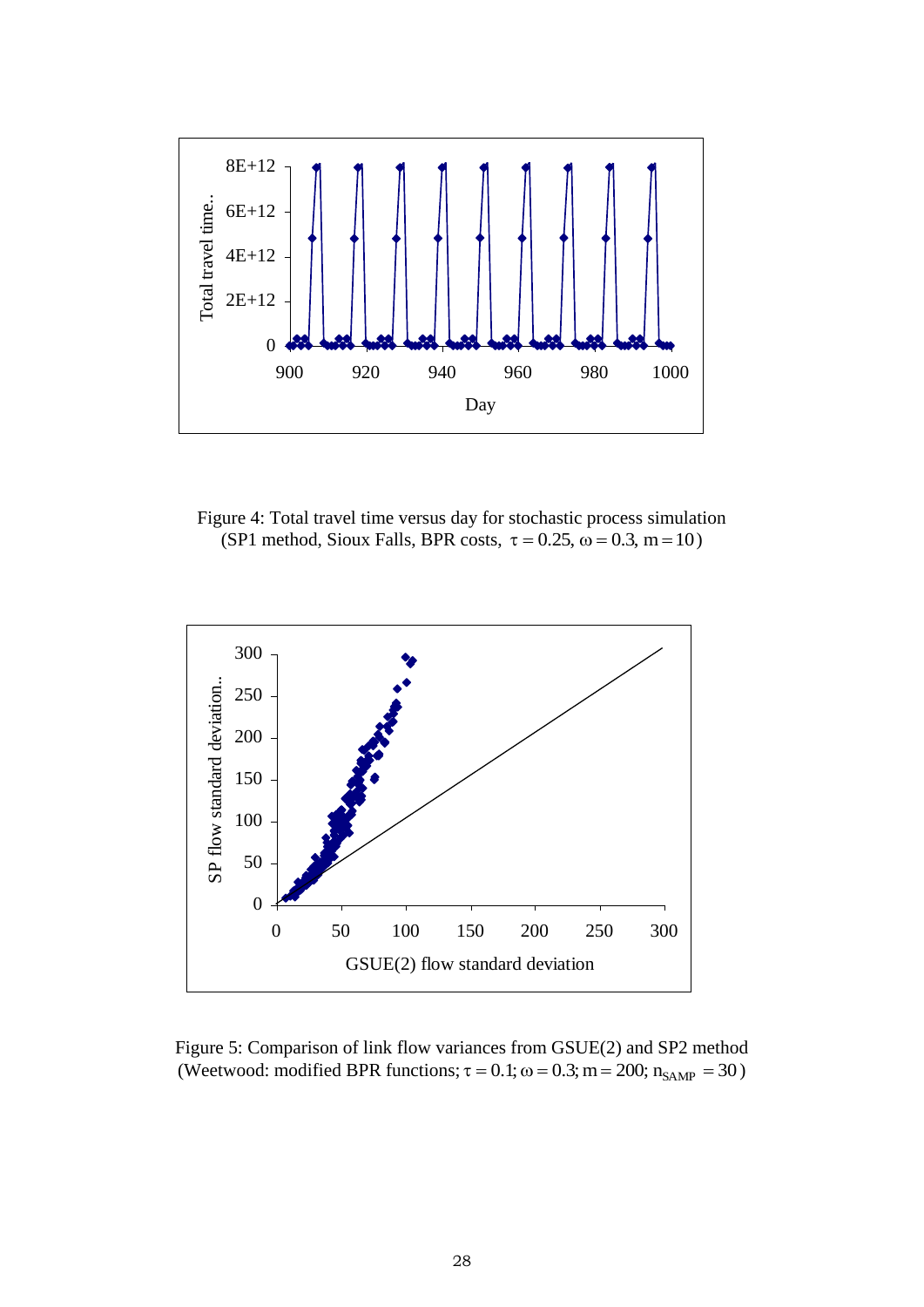8E+12
6E+12
4E+12
2E+12
0
Total travel time..
900
920
940
960
980
1000
Day

Figure 4: Total travel time versus day for stochastic process simulation (SP1 method, Sioux Falls, BPR costs, $\tau = 0.25$, $\omega = 0.3$, $m = 10$)

300
250
200
150
100
50
0
SP flow standard deviation..
0
50
100
150
200
250
300
GSUE(2) flow standard deviation

Figure 5: Comparison of link flow variances from GSUE(2) and SP2 method (Weetwood: modified BPR functions; $\tau = 0.1$; $\omega = 0.3$; $m = 200$; $n_{SAMP} = 30$)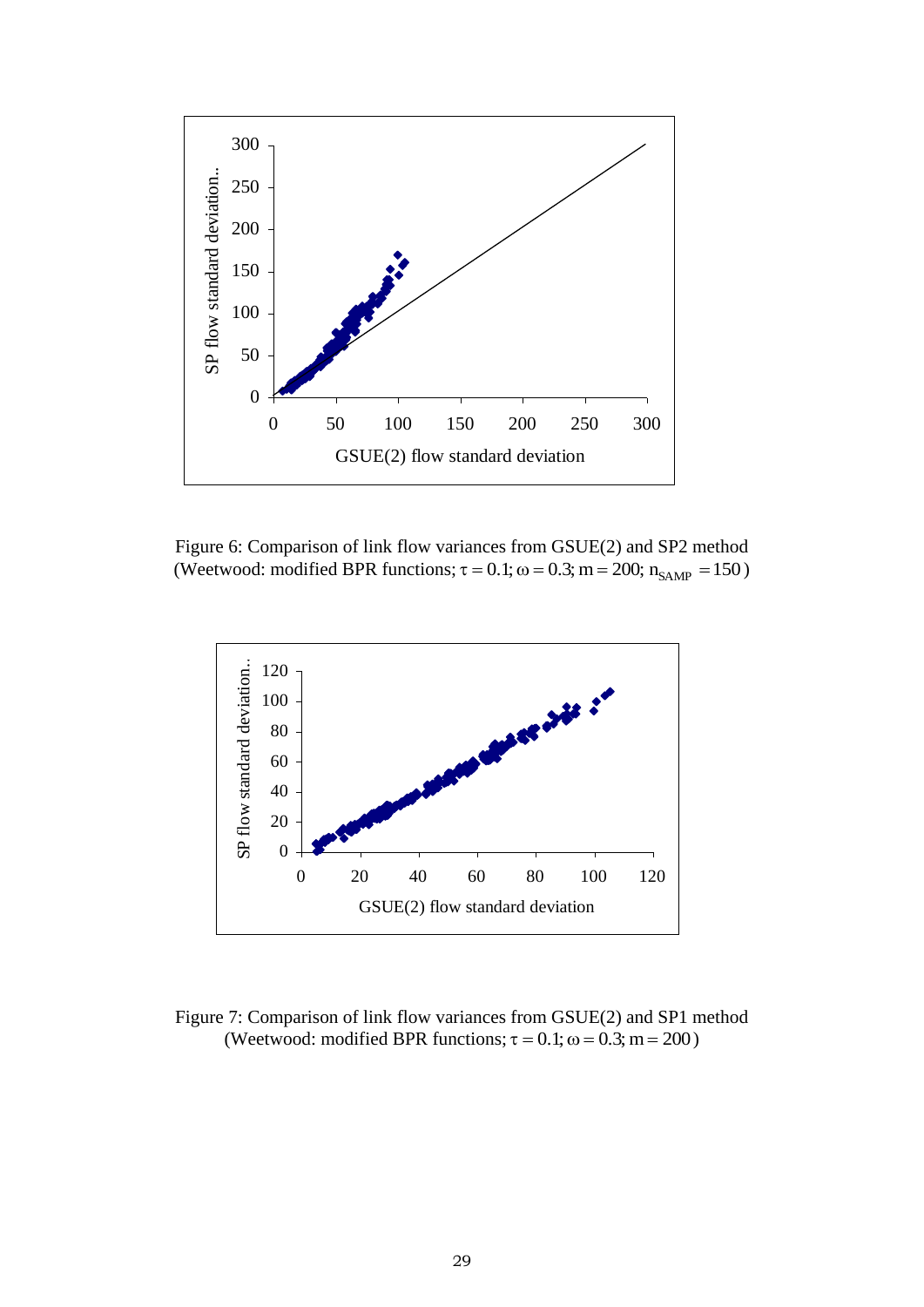300
250
200
150
100
50
0
SP flow standard deviation..
0
50
100
150
200
250
300
GSUE(2) flow standard deviation

Figure 6: Comparison of link flow variances from GSUE(2) and SP2 method (Weetwood: modified BPR functions; $\tau = 0.1; \omega = 0.3; m = 200; n_{SAMP} = 150$)

120
100
80
60
40
20
0
SP flow standard deviation..
0
20
40
60
80
100
120
GSUE(2) flow standard deviation

Figure 7: Comparison of link flow variances from GSUE(2) and SP1 method (Weetwood: modified BPR functions; $\tau = 0.1; \omega = 0.3; m = 200$)